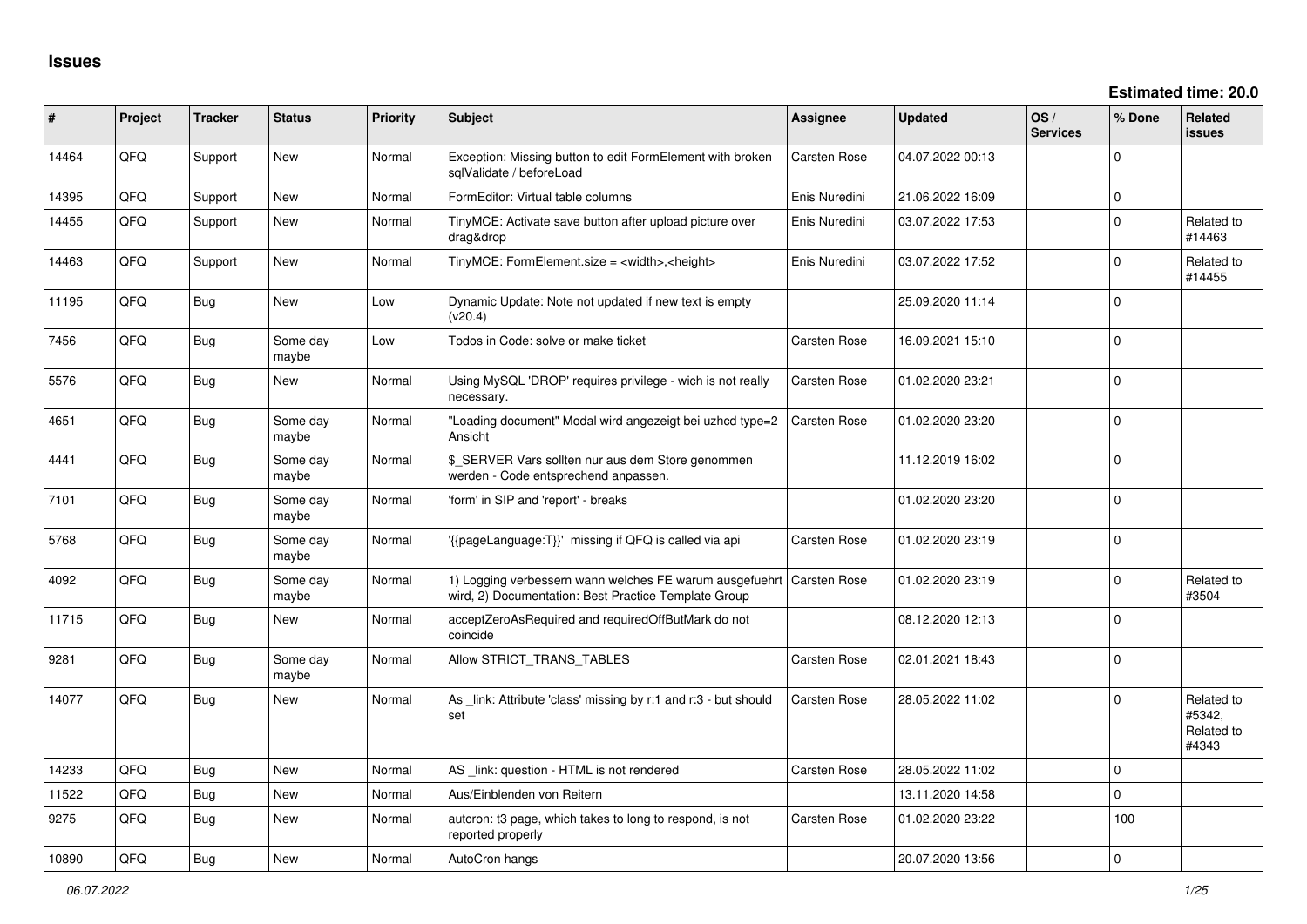# Issues

**Estimated time: 20.0**

| # | Project | Tracker | Status | Priority | Subject | Assignee | Updated | OS / Services | % Done | Related issues |
|---|---|---|---|---|---|---|---|---|---|---|
| 14464 | QFQ | Support | New | Normal | Exception: Missing button to edit FormElement with broken sqlValidate / beforeLoad | Carsten Rose | 04.07.2022 00:13 | | 0 | |
| 14395 | QFQ | Support | New | Normal | FormEditor: Virtual table columns | Enis Nuredini | 21.06.2022 16:09 | | 0 | |
| 14455 | QFQ | Support | New | Normal | TinyMCE: Activate save button after upload picture over drag&drop | Enis Nuredini | 03.07.2022 17:53 | | 0 | Related to #14463 |
| 14463 | QFQ | Support | New | Normal | TinyMCE: FormElement.size = <width>,<height> | Enis Nuredini | 03.07.2022 17:52 | | 0 | Related to #14455 |
| 11195 | QFQ | Bug | New | Low | Dynamic Update: Note not updated if new text is empty (v20.4) | | 25.09.2020 11:14 | | 0 | |
| 7456 | QFQ | Bug | Some day maybe | Low | Todos in Code: solve or make ticket | Carsten Rose | 16.09.2021 15:10 | | 0 | |
| 5576 | QFQ | Bug | New | Normal | Using MySQL 'DROP' requires privilege - wich is not really necessary. | Carsten Rose | 01.02.2020 23:21 | | 0 | |
| 4651 | QFQ | Bug | Some day maybe | Normal | "Loading document" Modal wird angezeigt bei uzhcd type=2 Ansicht | Carsten Rose | 01.02.2020 23:20 | | 0 | |
| 4441 | QFQ | Bug | Some day maybe | Normal | $_SERVER Vars sollten nur aus dem Store genommen werden - Code entsprechend anpassen. | | 11.12.2019 16:02 | | 0 | |
| 7101 | QFQ | Bug | Some day maybe | Normal | 'form' in SIP and 'report' - breaks | | 01.02.2020 23:20 | | 0 | |
| 5768 | QFQ | Bug | Some day maybe | Normal | '{{pageLanguage:T}}' missing if QFQ is called via api | Carsten Rose | 01.02.2020 23:19 | | 0 | |
| 4092 | QFQ | Bug | Some day maybe | Normal | 1) Logging verbessern wann welches FE warum ausgefuehrt wird, 2) Documentation: Best Practice Template Group | Carsten Rose | 01.02.2020 23:19 | | 0 | Related to #3504 |
| 11715 | QFQ | Bug | New | Normal | acceptZeroAsRequired and requiredOffButMark do not coincide | | 08.12.2020 12:13 | | 0 | |
| 9281 | QFQ | Bug | Some day maybe | Normal | Allow STRICT_TRANS_TABLES | Carsten Rose | 02.01.2021 18:43 | | 0 | |
| 14077 | QFQ | Bug | New | Normal | As _link: Attribute 'class' missing by r:1 and r:3 - but should set | Carsten Rose | 28.05.2022 11:02 | | 0 | Related to #5342, Related to #4343 |
| 14233 | QFQ | Bug | New | Normal | AS _link: question - HTML is not rendered | Carsten Rose | 28.05.2022 11:02 | | 0 | |
| 11522 | QFQ | Bug | New | Normal | Aus/Einblenden von Reitern | | 13.11.2020 14:58 | | 0 | |
| 9275 | QFQ | Bug | New | Normal | autcron: t3 page, which takes to long to respond, is not reported properly | Carsten Rose | 01.02.2020 23:22 | | 100 | |
| 10890 | QFQ | Bug | New | Normal | AutoCron hangs | | 20.07.2020 13:56 | | 0 | |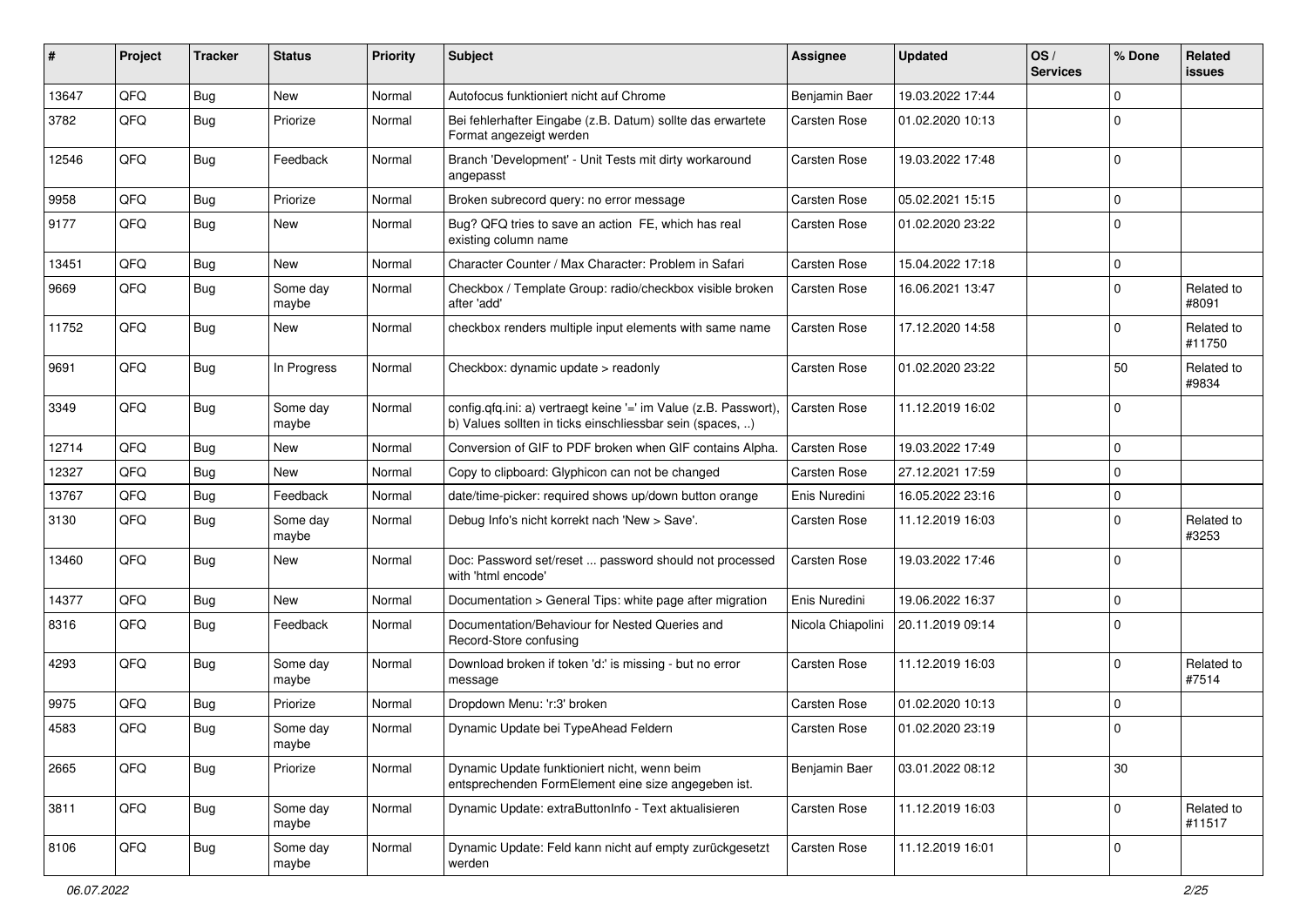| # | Project | Tracker | Status | Priority | Subject | Assignee | Updated | OS / Services | % Done | Related issues |
|---|---|---|---|---|---|---|---|---|---|---|
| 13647 | QFQ | Bug | New | Normal | Autofocus funktioniert nicht auf Chrome | Benjamin Baer | 19.03.2022 17:44 | | 0 | |
| 3782 | QFQ | Bug | Priorize | Normal | Bei fehlerhafter Eingabe (z.B. Datum) sollte das erwartete Format angezeigt werden | Carsten Rose | 01.02.2020 10:13 | | 0 | |
| 12546 | QFQ | Bug | Feedback | Normal | Branch 'Development' - Unit Tests mit dirty workaround angepasst | Carsten Rose | 19.03.2022 17:48 | | 0 | |
| 9958 | QFQ | Bug | Priorize | Normal | Broken subrecord query: no error message | Carsten Rose | 05.02.2021 15:15 | | 0 | |
| 9177 | QFQ | Bug | New | Normal | Bug? QFQ tries to save an action FE, which has real existing column name | Carsten Rose | 01.02.2020 23:22 | | 0 | |
| 13451 | QFQ | Bug | New | Normal | Character Counter / Max Character: Problem in Safari | Carsten Rose | 15.04.2022 17:18 | | 0 | |
| 9669 | QFQ | Bug | Some day maybe | Normal | Checkbox / Template Group: radio/checkbox visible broken after 'add' | Carsten Rose | 16.06.2021 13:47 | | 0 | Related to #8091 |
| 11752 | QFQ | Bug | New | Normal | checkbox renders multiple input elements with same name | Carsten Rose | 17.12.2020 14:58 | | 0 | Related to #11750 |
| 9691 | QFQ | Bug | In Progress | Normal | Checkbox: dynamic update > readonly | Carsten Rose | 01.02.2020 23:22 | | 50 | Related to #9834 |
| 3349 | QFQ | Bug | Some day maybe | Normal | config.qfq.ini: a) vertraegt keine '=' im Value (z.B. Passwort), b) Values sollten in ticks einschliessbar sein (spaces, ..) | Carsten Rose | 11.12.2019 16:02 | | 0 | |
| 12714 | QFQ | Bug | New | Normal | Conversion of GIF to PDF broken when GIF contains Alpha. | Carsten Rose | 19.03.2022 17:49 | | 0 | |
| 12327 | QFQ | Bug | New | Normal | Copy to clipboard: Glyphicon can not be changed | Carsten Rose | 27.12.2021 17:59 | | 0 | |
| 13767 | QFQ | Bug | Feedback | Normal | date/time-picker: required shows up/down button orange | Enis Nuredini | 16.05.2022 23:16 | | 0 | |
| 3130 | QFQ | Bug | Some day maybe | Normal | Debug Info's nicht korrekt nach 'New > Save'. | Carsten Rose | 11.12.2019 16:03 | | 0 | Related to #3253 |
| 13460 | QFQ | Bug | New | Normal | Doc: Password set/reset ... password should not processed with 'html encode' | Carsten Rose | 19.03.2022 17:46 | | 0 | |
| 14377 | QFQ | Bug | New | Normal | Documentation > General Tips: white page after migration | Enis Nuredini | 19.06.2022 16:37 | | 0 | |
| 8316 | QFQ | Bug | Feedback | Normal | Documentation/Behaviour for Nested Queries and Record-Store confusing | Nicola Chiapolini | 20.11.2019 09:14 | | 0 | |
| 4293 | QFQ | Bug | Some day maybe | Normal | Download broken if token 'd:' is missing - but no error message | Carsten Rose | 11.12.2019 16:03 | | 0 | Related to #7514 |
| 9975 | QFQ | Bug | Priorize | Normal | Dropdown Menu: 'r:3' broken | Carsten Rose | 01.02.2020 10:13 | | 0 | |
| 4583 | QFQ | Bug | Some day maybe | Normal | Dynamic Update bei TypeAhead Feldern | Carsten Rose | 01.02.2020 23:19 | | 0 | |
| 2665 | QFQ | Bug | Priorize | Normal | Dynamic Update funktioniert nicht, wenn beim entsprechenden FormElement eine size angegeben ist. | Benjamin Baer | 03.01.2022 08:12 | | 30 | |
| 3811 | QFQ | Bug | Some day maybe | Normal | Dynamic Update: extraButtonInfo - Text aktualisieren | Carsten Rose | 11.12.2019 16:03 | | 0 | Related to #11517 |
| 8106 | QFQ | Bug | Some day maybe | Normal | Dynamic Update: Feld kann nicht auf empty zurückgesetzt werden | Carsten Rose | 11.12.2019 16:01 | | 0 | |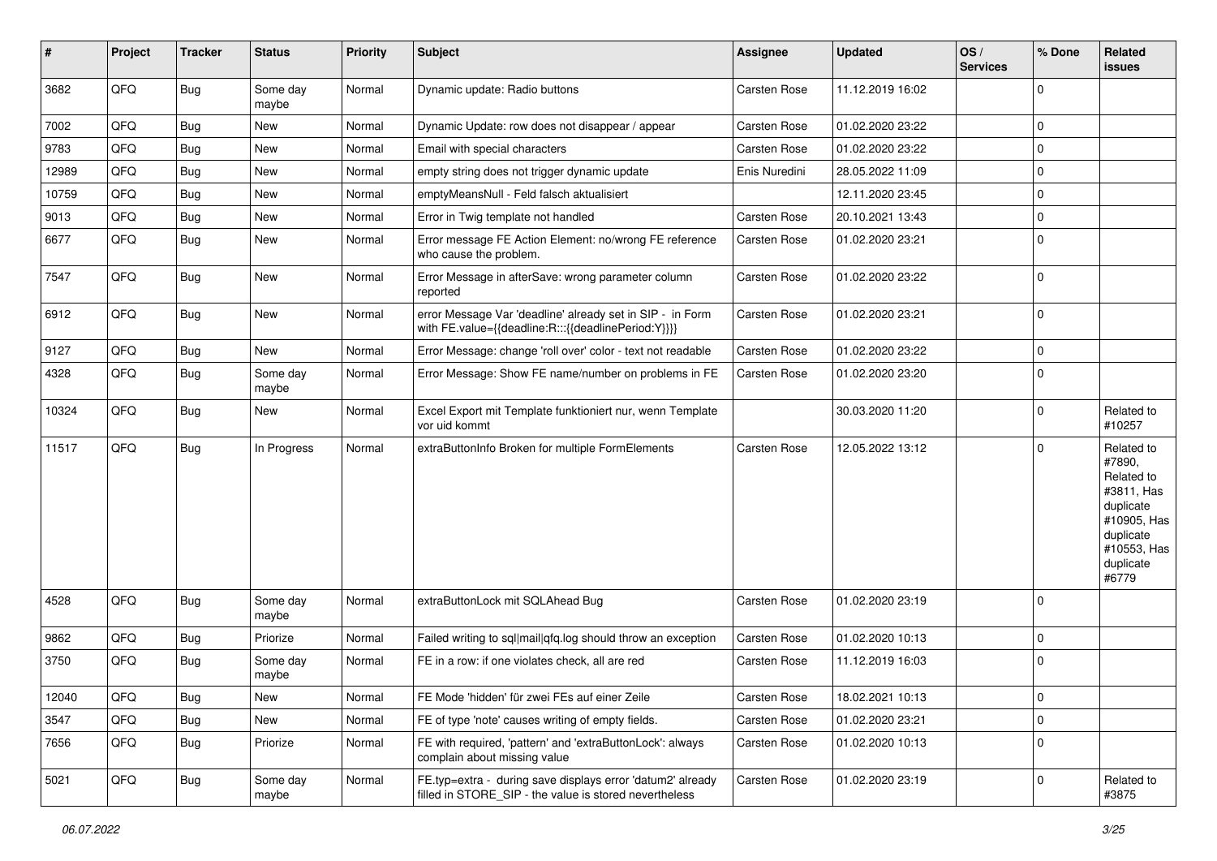| # | Project | Tracker | Status | Priority | Subject | Assignee | Updated | OS / Services | % Done | Related issues |
|---|---|---|---|---|---|---|---|---|---|---|
| 3682 | QFQ | Bug | Some day maybe | Normal | Dynamic update: Radio buttons | Carsten Rose | 11.12.2019 16:02 | | 0 | |
| 7002 | QFQ | Bug | New | Normal | Dynamic Update: row does not disappear / appear | Carsten Rose | 01.02.2020 23:22 | | 0 | |
| 9783 | QFQ | Bug | New | Normal | Email with special characters | Carsten Rose | 01.02.2020 23:22 | | 0 | |
| 12989 | QFQ | Bug | New | Normal | empty string does not trigger dynamic update | Enis Nuredini | 28.05.2022 11:09 | | 0 | |
| 10759 | QFQ | Bug | New | Normal | emptyMeansNull - Feld falsch aktualisiert | | 12.11.2020 23:45 | | 0 | |
| 9013 | QFQ | Bug | New | Normal | Error in Twig template not handled | Carsten Rose | 20.10.2021 13:43 | | 0 | |
| 6677 | QFQ | Bug | New | Normal | Error message FE Action Element: no/wrong FE reference who cause the problem. | Carsten Rose | 01.02.2020 23:21 | | 0 | |
| 7547 | QFQ | Bug | New | Normal | Error Message in afterSave: wrong parameter column reported | Carsten Rose | 01.02.2020 23:22 | | 0 | |
| 6912 | QFQ | Bug | New | Normal | error Message Var 'deadline' already set in SIP - in Form with FE.value={{deadline:R:::{{deadlinePeriod:Y}}}} | Carsten Rose | 01.02.2020 23:21 | | 0 | |
| 9127 | QFQ | Bug | New | Normal | Error Message: change 'roll over' color - text not readable | Carsten Rose | 01.02.2020 23:22 | | 0 | |
| 4328 | QFQ | Bug | Some day maybe | Normal | Error Message: Show FE name/number on problems in FE | Carsten Rose | 01.02.2020 23:20 | | 0 | |
| 10324 | QFQ | Bug | New | Normal | Excel Export mit Template funktioniert nur, wenn Template vor uid kommt | | 30.03.2020 11:20 | | 0 | Related to #10257 |
| 11517 | QFQ | Bug | In Progress | Normal | extraButtonInfo Broken for multiple FormElements | Carsten Rose | 12.05.2022 13:12 | | 0 | Related to #7890, Related to #3811, Has duplicate #10905, Has duplicate #10553, Has duplicate #6779 |
| 4528 | QFQ | Bug | Some day maybe | Normal | extraButtonLock mit SQLAhead Bug | Carsten Rose | 01.02.2020 23:19 | | 0 | |
| 9862 | QFQ | Bug | Priorize | Normal | Failed writing to sql\|mail\|qfq.log should throw an exception | Carsten Rose | 01.02.2020 10:13 | | 0 | |
| 3750 | QFQ | Bug | Some day maybe | Normal | FE in a row: if one violates check, all are red | Carsten Rose | 11.12.2019 16:03 | | 0 | |
| 12040 | QFQ | Bug | New | Normal | FE Mode 'hidden' für zwei FEs auf einer Zeile | Carsten Rose | 18.02.2021 10:13 | | 0 | |
| 3547 | QFQ | Bug | New | Normal | FE of type 'note' causes writing of empty fields. | Carsten Rose | 01.02.2020 23:21 | | 0 | |
| 7656 | QFQ | Bug | Priorize | Normal | FE with required, 'pattern' and 'extraButtonLock': always complain about missing value | Carsten Rose | 01.02.2020 10:13 | | 0 | |
| 5021 | QFQ | Bug | Some day maybe | Normal | FE.typ=extra - during save displays error 'datum2' already filled in STORE_SIP - the value is stored nevertheless | Carsten Rose | 01.02.2020 23:19 | | 0 | Related to #3875 |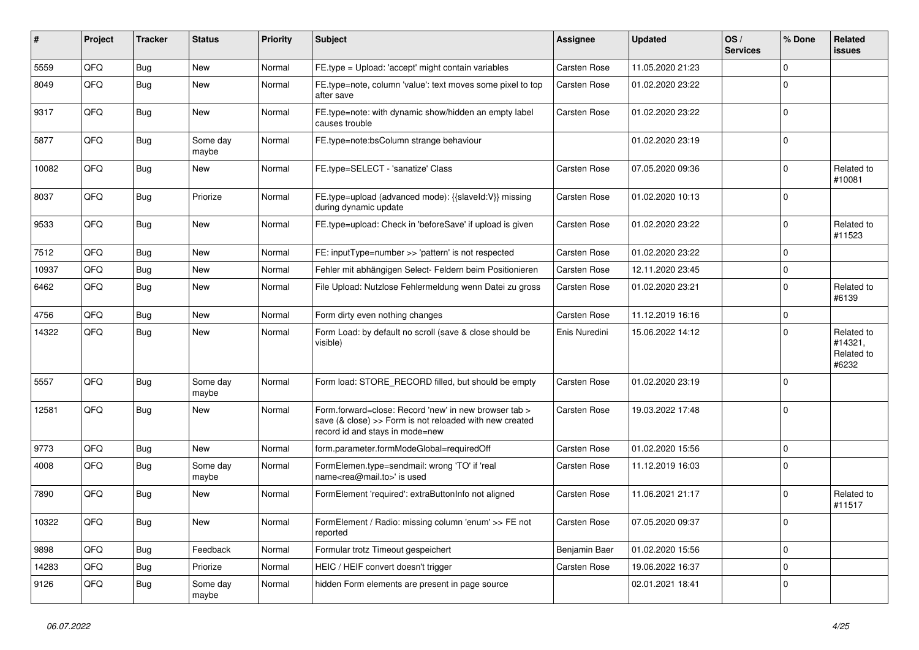| # | Project | Tracker | Status | Priority | Subject | Assignee | Updated | OS / Services | % Done | Related issues |
|---|---|---|---|---|---|---|---|---|---|---|
| 5559 | QFQ | Bug | New | Normal | FE.type = Upload: 'accept' might contain variables | Carsten Rose | 11.05.2020 21:23 | | 0 | |
| 8049 | QFQ | Bug | New | Normal | FE.type=note, column 'value': text moves some pixel to top after save | Carsten Rose | 01.02.2020 23:22 | | 0 | |
| 9317 | QFQ | Bug | New | Normal | FE.type=note: with dynamic show/hidden an empty label causes trouble | Carsten Rose | 01.02.2020 23:22 | | 0 | |
| 5877 | QFQ | Bug | Some day maybe | Normal | FE.type=note:bsColumn strange behaviour | | 01.02.2020 23:19 | | 0 | |
| 10082 | QFQ | Bug | New | Normal | FE.type=SELECT - 'sanatize' Class | Carsten Rose | 07.05.2020 09:36 | | 0 | Related to #10081 |
| 8037 | QFQ | Bug | Priorize | Normal | FE.type=upload (advanced mode): {{slaveId:V}} missing during dynamic update | Carsten Rose | 01.02.2020 10:13 | | 0 | |
| 9533 | QFQ | Bug | New | Normal | FE.type=upload: Check in 'beforeSave' if upload is given | Carsten Rose | 01.02.2020 23:22 | | 0 | Related to #11523 |
| 7512 | QFQ | Bug | New | Normal | FE: inputType=number >> 'pattern' is not respected | Carsten Rose | 01.02.2020 23:22 | | 0 | |
| 10937 | QFQ | Bug | New | Normal | Fehler mit abhängigen Select- Feldern beim Positionieren | Carsten Rose | 12.11.2020 23:45 | | 0 | |
| 6462 | QFQ | Bug | New | Normal | File Upload: Nutzlose Fehlermeldung wenn Datei zu gross | Carsten Rose | 01.02.2020 23:21 | | 0 | Related to #6139 |
| 4756 | QFQ | Bug | New | Normal | Form dirty even nothing changes | Carsten Rose | 11.12.2019 16:16 | | 0 | |
| 14322 | QFQ | Bug | New | Normal | Form Load: by default no scroll (save & close should be visible) | Enis Nuredini | 15.06.2022 14:12 | | 0 | Related to #14321, Related to #6232 |
| 5557 | QFQ | Bug | Some day maybe | Normal | Form load: STORE_RECORD filled, but should be empty | Carsten Rose | 01.02.2020 23:19 | | 0 | |
| 12581 | QFQ | Bug | New | Normal | Form.forward=close: Record 'new' in new browser tab > save (& close) >> Form is not reloaded with new created record id and stays in mode=new | Carsten Rose | 19.03.2022 17:48 | | 0 | |
| 9773 | QFQ | Bug | New | Normal | form.parameter.formModeGlobal=requiredOff | Carsten Rose | 01.02.2020 15:56 | | 0 | |
| 4008 | QFQ | Bug | Some day maybe | Normal | FormElemen.type=sendmail: wrong 'TO' if 'real name<rea@mail.to>' is used | Carsten Rose | 11.12.2019 16:03 | | 0 | |
| 7890 | QFQ | Bug | New | Normal | FormElement 'required': extraButtonInfo not aligned | Carsten Rose | 11.06.2021 21:17 | | 0 | Related to #11517 |
| 10322 | QFQ | Bug | New | Normal | FormElement / Radio: missing column 'enum' >> FE not reported | Carsten Rose | 07.05.2020 09:37 | | 0 | |
| 9898 | QFQ | Bug | Feedback | Normal | Formular trotz Timeout gespeichert | Benjamin Baer | 01.02.2020 15:56 | | 0 | |
| 14283 | QFQ | Bug | Priorize | Normal | HEIC / HEIF convert doesn't trigger | Carsten Rose | 19.06.2022 16:37 | | 0 | |
| 9126 | QFQ | Bug | Some day maybe | Normal | hidden Form elements are present in page source | | 02.01.2021 18:41 | | 0 | |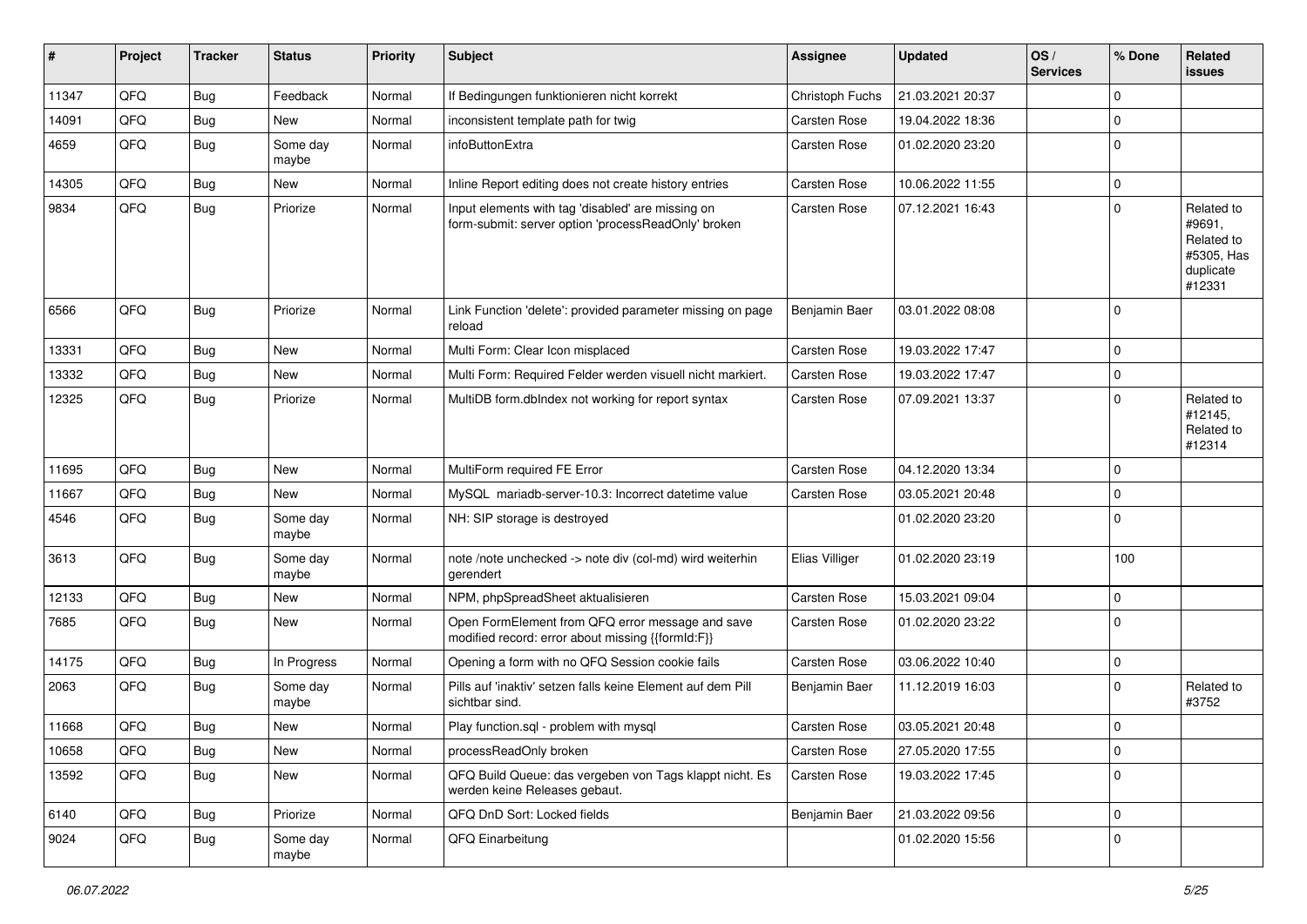| # | Project | Tracker | Status | Priority | Subject | Assignee | Updated | OS / Services | % Done | Related issues |
|---|---|---|---|---|---|---|---|---|---|---|
| 11347 | QFQ | Bug | Feedback | Normal | If Bedingungen funktionieren nicht korrekt | Christoph Fuchs | 21.03.2021 20:37 | | 0 | |
| 14091 | QFQ | Bug | New | Normal | inconsistent template path for twig | Carsten Rose | 19.04.2022 18:36 | | 0 | |
| 4659 | QFQ | Bug | Some day maybe | Normal | infoButtonExtra | Carsten Rose | 01.02.2020 23:20 | | 0 | |
| 14305 | QFQ | Bug | New | Normal | Inline Report editing does not create history entries | Carsten Rose | 10.06.2022 11:55 | | 0 | |
| 9834 | QFQ | Bug | Priorize | Normal | Input elements with tag 'disabled' are missing on form-submit: server option 'processReadOnly' broken | Carsten Rose | 07.12.2021 16:43 | | 0 | Related to #9691, Related to #5305, Has duplicate #12331 |
| 6566 | QFQ | Bug | Priorize | Normal | Link Function 'delete': provided parameter missing on page reload | Benjamin Baer | 03.01.2022 08:08 | | 0 | |
| 13331 | QFQ | Bug | New | Normal | Multi Form: Clear Icon misplaced | Carsten Rose | 19.03.2022 17:47 | | 0 | |
| 13332 | QFQ | Bug | New | Normal | Multi Form: Required Felder werden visuell nicht markiert. | Carsten Rose | 19.03.2022 17:47 | | 0 | |
| 12325 | QFQ | Bug | Priorize | Normal | MultiDB form.dbIndex not working for report syntax | Carsten Rose | 07.09.2021 13:37 | | 0 | Related to #12145, Related to #12314 |
| 11695 | QFQ | Bug | New | Normal | MultiForm required FE Error | Carsten Rose | 04.12.2020 13:34 | | 0 | |
| 11667 | QFQ | Bug | New | Normal | MySQL mariadb-server-10.3: Incorrect datetime value | Carsten Rose | 03.05.2021 20:48 | | 0 | |
| 4546 | QFQ | Bug | Some day maybe | Normal | NH: SIP storage is destroyed | | 01.02.2020 23:20 | | 0 | |
| 3613 | QFQ | Bug | Some day maybe | Normal | note /note unchecked -> note div (col-md) wird weiterhin gerendert | Elias Villiger | 01.02.2020 23:19 | | 100 | |
| 12133 | QFQ | Bug | New | Normal | NPM, phpSpreadSheet aktualisieren | Carsten Rose | 15.03.2021 09:04 | | 0 | |
| 7685 | QFQ | Bug | New | Normal | Open FormElement from QFQ error message and save modified record: error about missing {{formId:F}} | Carsten Rose | 01.02.2020 23:22 | | 0 | |
| 14175 | QFQ | Bug | In Progress | Normal | Opening a form with no QFQ Session cookie fails | Carsten Rose | 03.06.2022 10:40 | | 0 | |
| 2063 | QFQ | Bug | Some day maybe | Normal | Pills auf 'inaktiv' setzen falls keine Element auf dem Pill sichtbar sind. | Benjamin Baer | 11.12.2019 16:03 | | 0 | Related to #3752 |
| 11668 | QFQ | Bug | New | Normal | Play function.sql - problem with mysql | Carsten Rose | 03.05.2021 20:48 | | 0 | |
| 10658 | QFQ | Bug | New | Normal | processReadOnly broken | Carsten Rose | 27.05.2020 17:55 | | 0 | |
| 13592 | QFQ | Bug | New | Normal | QFQ Build Queue: das vergeben von Tags klappt nicht. Es werden keine Releases gebaut. | Carsten Rose | 19.03.2022 17:45 | | 0 | |
| 6140 | QFQ | Bug | Priorize | Normal | QFQ DnD Sort: Locked fields | Benjamin Baer | 21.03.2022 09:56 | | 0 | |
| 9024 | QFQ | Bug | Some day maybe | Normal | QFQ Einarbeitung | | 01.02.2020 15:56 | | 0 | |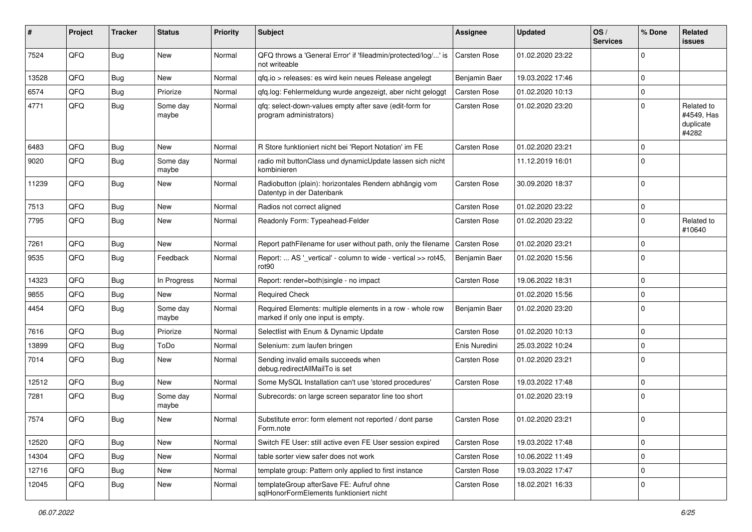| # | Project | Tracker | Status | Priority | Subject | Assignee | Updated | OS / Services | % Done | Related issues |
|---|---|---|---|---|---|---|---|---|---|---|
| 7524 | QFQ | Bug | New | Normal | QFQ throws a 'General Error' if 'fileadmin/protected/log/...' is not writeable | Carsten Rose | 01.02.2020 23:22 | | 0 | |
| 13528 | QFQ | Bug | New | Normal | qfq.io > releases: es wird kein neues Release angelegt | Benjamin Baer | 19.03.2022 17:46 | | 0 | |
| 6574 | QFQ | Bug | Priorize | Normal | qfq.log: Fehlermeldung wurde angezeigt, aber nicht geloggt | Carsten Rose | 01.02.2020 10:13 | | 0 | |
| 4771 | QFQ | Bug | Some day maybe | Normal | qfq: select-down-values empty after save (edit-form for program administrators) | Carsten Rose | 01.02.2020 23:20 | | 0 | Related to #4549, Has duplicate #4282 |
| 6483 | QFQ | Bug | New | Normal | R Store funktioniert nicht bei 'Report Notation' im FE | Carsten Rose | 01.02.2020 23:21 | | 0 | |
| 9020 | QFQ | Bug | Some day maybe | Normal | radio mit buttonClass und dynamicUpdate lassen sich nicht kombinieren | | 11.12.2019 16:01 | | 0 | |
| 11239 | QFQ | Bug | New | Normal | Radiobutton (plain): horizontales Rendern abhängig vom Datentyp in der Datenbank | Carsten Rose | 30.09.2020 18:37 | | 0 | |
| 7513 | QFQ | Bug | New | Normal | Radios not correct aligned | Carsten Rose | 01.02.2020 23:22 | | 0 | |
| 7795 | QFQ | Bug | New | Normal | Readonly Form: Typeahead-Felder | Carsten Rose | 01.02.2020 23:22 | | 0 | Related to #10640 |
| 7261 | QFQ | Bug | New | Normal | Report pathFilename for user without path, only the filename | Carsten Rose | 01.02.2020 23:21 | | 0 | |
| 9535 | QFQ | Bug | Feedback | Normal | Report: ... AS '_vertical' - column to wide - vertical >> rot45, rot90 | Benjamin Baer | 01.02.2020 15:56 | | 0 | |
| 14323 | QFQ | Bug | In Progress | Normal | Report: render=both\|single - no impact | Carsten Rose | 19.06.2022 18:31 | | 0 | |
| 9855 | QFQ | Bug | New | Normal | Required Check | | 01.02.2020 15:56 | | 0 | |
| 4454 | QFQ | Bug | Some day maybe | Normal | Required Elements: multiple elements in a row - whole row marked if only one input is empty. | Benjamin Baer | 01.02.2020 23:20 | | 0 | |
| 7616 | QFQ | Bug | Priorize | Normal | Selectlist with Enum & Dynamic Update | Carsten Rose | 01.02.2020 10:13 | | 0 | |
| 13899 | QFQ | Bug | ToDo | Normal | Selenium: zum laufen bringen | Enis Nuredini | 25.03.2022 10:24 | | 0 | |
| 7014 | QFQ | Bug | New | Normal | Sending invalid emails succeeds when debug.redirectAllMailTo is set | Carsten Rose | 01.02.2020 23:21 | | 0 | |
| 12512 | QFQ | Bug | New | Normal | Some MySQL Installation can't use 'stored procedures' | Carsten Rose | 19.03.2022 17:48 | | 0 | |
| 7281 | QFQ | Bug | Some day maybe | Normal | Subrecords: on large screen separator line too short | | 01.02.2020 23:19 | | 0 | |
| 7574 | QFQ | Bug | New | Normal | Substitute error: form element not reported / dont parse Form.note | Carsten Rose | 01.02.2020 23:21 | | 0 | |
| 12520 | QFQ | Bug | New | Normal | Switch FE User: still active even FE User session expired | Carsten Rose | 19.03.2022 17:48 | | 0 | |
| 14304 | QFQ | Bug | New | Normal | table sorter view safer does not work | Carsten Rose | 10.06.2022 11:49 | | 0 | |
| 12716 | QFQ | Bug | New | Normal | template group: Pattern only applied to first instance | Carsten Rose | 19.03.2022 17:47 | | 0 | |
| 12045 | QFQ | Bug | New | Normal | templateGroup afterSave FE: Aufruf ohne sqlHonorFormElements funktioniert nicht | Carsten Rose | 18.02.2021 16:33 | | 0 | |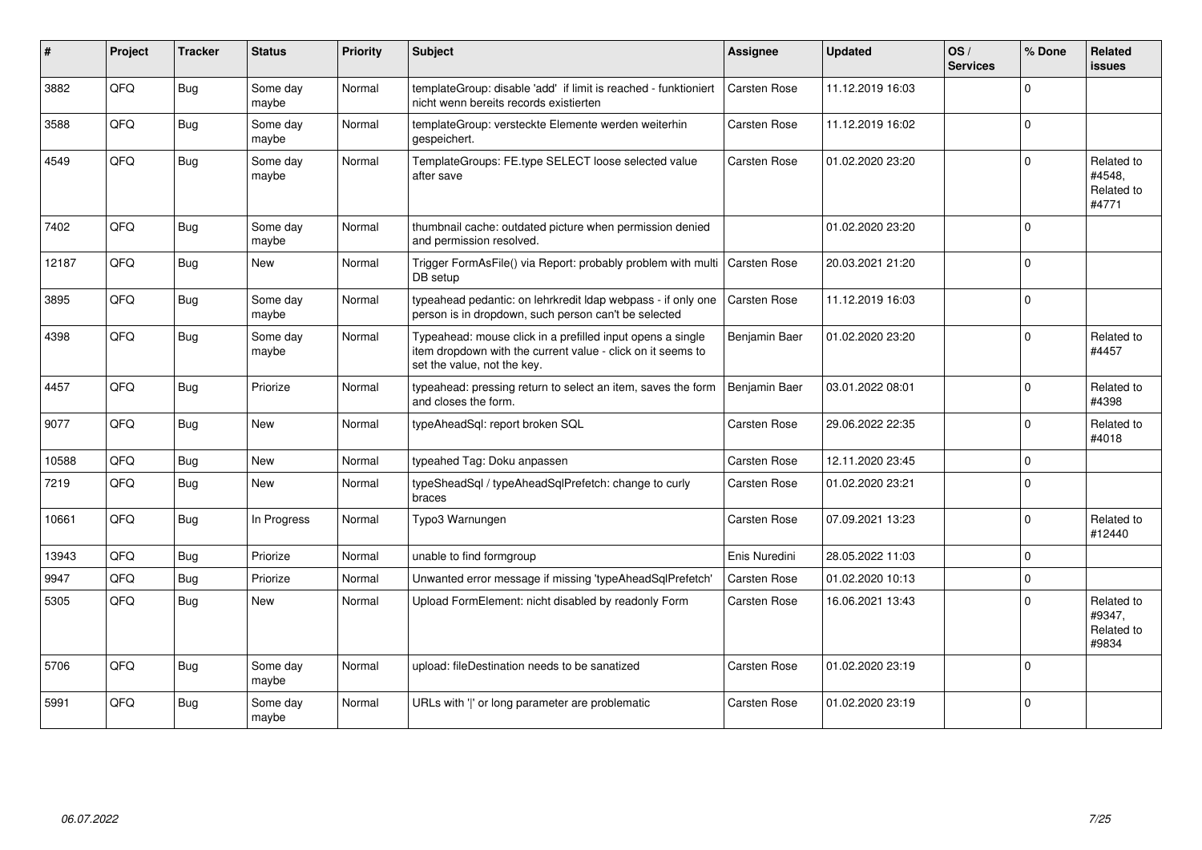| # | Project | Tracker | Status | Priority | Subject | Assignee | Updated | OS / Services | % Done | Related issues |
|---|---|---|---|---|---|---|---|---|---|---|
| 3882 | QFQ | Bug | Some day maybe | Normal | templateGroup: disable 'add' if limit is reached - funktioniert nicht wenn bereits records existierten | Carsten Rose | 11.12.2019 16:03 | | 0 | |
| 3588 | QFQ | Bug | Some day maybe | Normal | templateGroup: versteckte Elemente werden weiterhin gespeichert. | Carsten Rose | 11.12.2019 16:02 | | 0 | |
| 4549 | QFQ | Bug | Some day maybe | Normal | TemplateGroups: FE.type SELECT loose selected value after save | Carsten Rose | 01.02.2020 23:20 | | 0 | Related to #4548, Related to #4771 |
| 7402 | QFQ | Bug | Some day maybe | Normal | thumbnail cache: outdated picture when permission denied and permission resolved. | | 01.02.2020 23:20 | | 0 | |
| 12187 | QFQ | Bug | New | Normal | Trigger FormAsFile() via Report: probably problem with multi DB setup | Carsten Rose | 20.03.2021 21:20 | | 0 | |
| 3895 | QFQ | Bug | Some day maybe | Normal | typeahead pedantic: on lehrkredit ldap webpass - if only one person is in dropdown, such person can't be selected | Carsten Rose | 11.12.2019 16:03 | | 0 | |
| 4398 | QFQ | Bug | Some day maybe | Normal | Typeahead: mouse click in a prefilled input opens a single item dropdown with the current value - click on it seems to set the value, not the key. | Benjamin Baer | 01.02.2020 23:20 | | 0 | Related to #4457 |
| 4457 | QFQ | Bug | Priorize | Normal | typeahead: pressing return to select an item, saves the form and closes the form. | Benjamin Baer | 03.01.2022 08:01 | | 0 | Related to #4398 |
| 9077 | QFQ | Bug | New | Normal | typeAheadSql: report broken SQL | Carsten Rose | 29.06.2022 22:35 | | 0 | Related to #4018 |
| 10588 | QFQ | Bug | New | Normal | typeahed Tag: Doku anpassen | Carsten Rose | 12.11.2020 23:45 | | 0 | |
| 7219 | QFQ | Bug | New | Normal | typeSheadSql / typeAheadSqlPrefetch: change to curly braces | Carsten Rose | 01.02.2020 23:21 | | 0 | |
| 10661 | QFQ | Bug | In Progress | Normal | Typo3 Warnungen | Carsten Rose | 07.09.2021 13:23 | | 0 | Related to #12440 |
| 13943 | QFQ | Bug | Priorize | Normal | unable to find formgroup | Enis Nuredini | 28.05.2022 11:03 | | 0 | |
| 9947 | QFQ | Bug | Priorize | Normal | Unwanted error message if missing 'typeAheadSqlPrefetch' | Carsten Rose | 01.02.2020 10:13 | | 0 | |
| 5305 | QFQ | Bug | New | Normal | Upload FormElement: nicht disabled by readonly Form | Carsten Rose | 16.06.2021 13:43 | | 0 | Related to #9347, Related to #9834 |
| 5706 | QFQ | Bug | Some day maybe | Normal | upload: fileDestination needs to be sanatized | Carsten Rose | 01.02.2020 23:19 | | 0 | |
| 5991 | QFQ | Bug | Some day maybe | Normal | URLs with '\|' or long parameter are problematic | Carsten Rose | 01.02.2020 23:19 | | 0 | |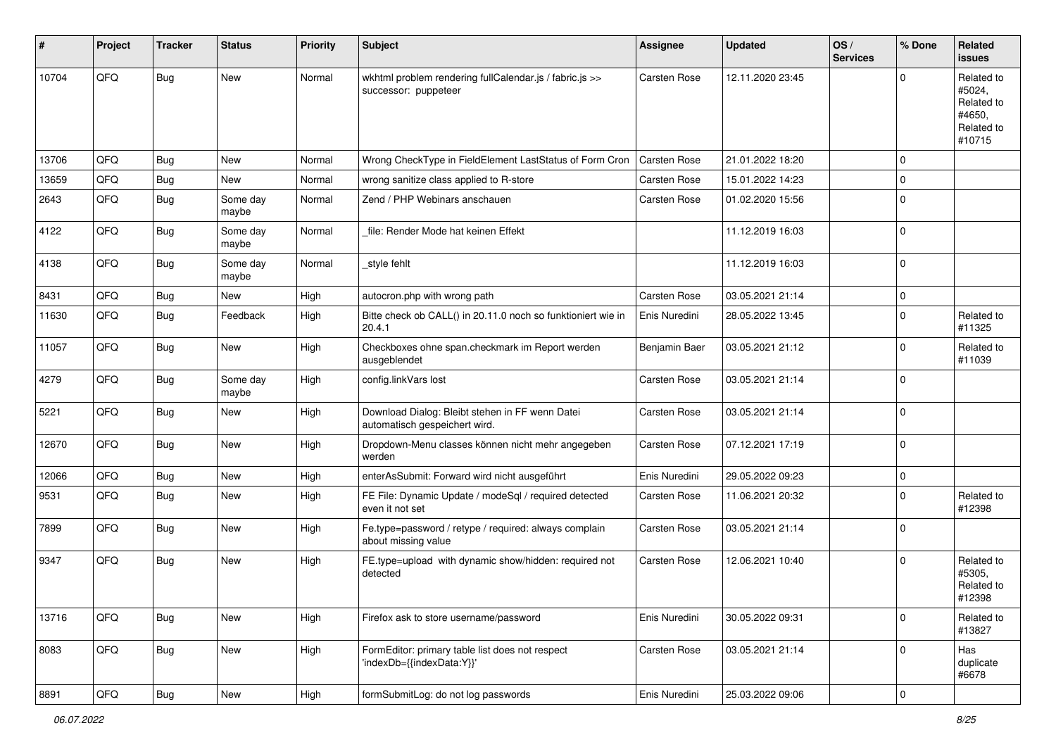| # | Project | Tracker | Status | Priority | Subject | Assignee | Updated | OS / Services | % Done | Related issues |
|---|---|---|---|---|---|---|---|---|---|---|
| 10704 | QFQ | Bug | New | Normal | wkhtml problem rendering fullCalendar.js / fabric.js >> successor: puppeteer | Carsten Rose | 12.11.2020 23:45 | | 0 | Related to #5024, Related to #4650, Related to #10715 |
| 13706 | QFQ | Bug | New | Normal | Wrong CheckType in FieldElement LastStatus of Form Cron | Carsten Rose | 21.01.2022 18:20 | | 0 | |
| 13659 | QFQ | Bug | New | Normal | wrong sanitize class applied to R-store | Carsten Rose | 15.01.2022 14:23 | | 0 | |
| 2643 | QFQ | Bug | Some day maybe | Normal | Zend / PHP Webinars anschauen | Carsten Rose | 01.02.2020 15:56 | | 0 | |
| 4122 | QFQ | Bug | Some day maybe | Normal | _file: Render Mode hat keinen Effekt | | 11.12.2019 16:03 | | 0 | |
| 4138 | QFQ | Bug | Some day maybe | Normal | _style fehlt | | 11.12.2019 16:03 | | 0 | |
| 8431 | QFQ | Bug | New | High | autocron.php with wrong path | Carsten Rose | 03.05.2021 21:14 | | 0 | |
| 11630 | QFQ | Bug | Feedback | High | Bitte check ob CALL() in 20.11.0 noch so funktioniert wie in 20.4.1 | Enis Nuredini | 28.05.2022 13:45 | | 0 | Related to #11325 |
| 11057 | QFQ | Bug | New | High | Checkboxes ohne span.checkmark im Report werden ausgeblendet | Benjamin Baer | 03.05.2021 21:12 | | 0 | Related to #11039 |
| 4279 | QFQ | Bug | Some day maybe | High | config.linkVars lost | Carsten Rose | 03.05.2021 21:14 | | 0 | |
| 5221 | QFQ | Bug | New | High | Download Dialog: Bleibt stehen in FF wenn Datei automatisch gespeichert wird. | Carsten Rose | 03.05.2021 21:14 | | 0 | |
| 12670 | QFQ | Bug | New | High | Dropdown-Menu classes können nicht mehr angegeben werden | Carsten Rose | 07.12.2021 17:19 | | 0 | |
| 12066 | QFQ | Bug | New | High | enterAsSubmit: Forward wird nicht ausgeführt | Enis Nuredini | 29.05.2022 09:23 | | 0 | |
| 9531 | QFQ | Bug | New | High | FE File: Dynamic Update / modeSql / required detected even it not set | Carsten Rose | 11.06.2021 20:32 | | 0 | Related to #12398 |
| 7899 | QFQ | Bug | New | High | Fe.type=password / retype / required: always complain about missing value | Carsten Rose | 03.05.2021 21:14 | | 0 | |
| 9347 | QFQ | Bug | New | High | FE.type=upload with dynamic show/hidden: required not detected | Carsten Rose | 12.06.2021 10:40 | | 0 | Related to #5305, Related to #12398 |
| 13716 | QFQ | Bug | New | High | Firefox ask to store username/password | Enis Nuredini | 30.05.2022 09:31 | | 0 | Related to #13827 |
| 8083 | QFQ | Bug | New | High | FormEditor: primary table list does not respect 'indexDb={{indexData:Y}}' | Carsten Rose | 03.05.2021 21:14 | | 0 | Has duplicate #6678 |
| 8891 | QFQ | Bug | New | High | formSubmitLog: do not log passwords | Enis Nuredini | 25.03.2022 09:06 | | 0 | |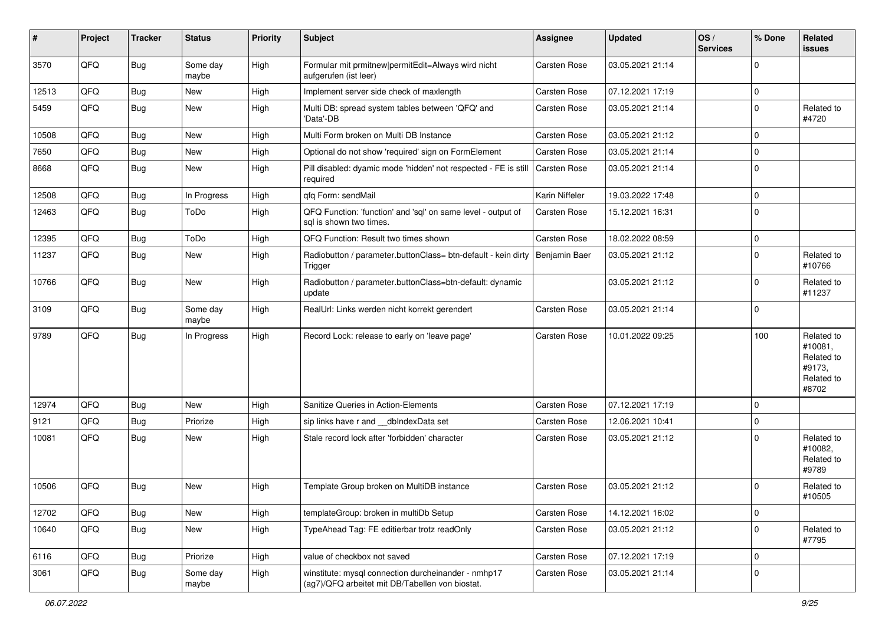| # | Project | Tracker | Status | Priority | Subject | Assignee | Updated | OS / Services | % Done | Related issues |
|---|---|---|---|---|---|---|---|---|---|---|
| 3570 | QFQ | Bug | Some day maybe | High | Formular mit prmitnew\|permitEdit=Always wird nicht aufgerufen (ist leer) | Carsten Rose | 03.05.2021 21:14 | | 0 | |
| 12513 | QFQ | Bug | New | High | Implement server side check of maxlength | Carsten Rose | 07.12.2021 17:19 | | 0 | |
| 5459 | QFQ | Bug | New | High | Multi DB: spread system tables between 'QFQ' and 'Data'-DB | Carsten Rose | 03.05.2021 21:14 | | 0 | Related to #4720 |
| 10508 | QFQ | Bug | New | High | Multi Form broken on Multi DB Instance | Carsten Rose | 03.05.2021 21:12 | | 0 | |
| 7650 | QFQ | Bug | New | High | Optional do not show 'required' sign on FormElement | Carsten Rose | 03.05.2021 21:14 | | 0 | |
| 8668 | QFQ | Bug | New | High | Pill disabled: dyamic mode 'hidden' not respected - FE is still required | Carsten Rose | 03.05.2021 21:14 | | 0 | |
| 12508 | QFQ | Bug | In Progress | High | qfq Form: sendMail | Karin Niffeler | 19.03.2022 17:48 | | 0 | |
| 12463 | QFQ | Bug | ToDo | High | QFQ Function: 'function' and 'sql' on same level - output of sql is shown two times. | Carsten Rose | 15.12.2021 16:31 | | 0 | |
| 12395 | QFQ | Bug | ToDo | High | QFQ Function: Result two times shown | Carsten Rose | 18.02.2022 08:59 | | 0 | |
| 11237 | QFQ | Bug | New | High | Radiobutton / parameter.buttonClass= btn-default - kein dirty Trigger | Benjamin Baer | 03.05.2021 21:12 | | 0 | Related to #10766 |
| 10766 | QFQ | Bug | New | High | Radiobutton / parameter.buttonClass=btn-default: dynamic update | | 03.05.2021 21:12 | | 0 | Related to #11237 |
| 3109 | QFQ | Bug | Some day maybe | High | RealUrl: Links werden nicht korrekt gerendert | Carsten Rose | 03.05.2021 21:14 | | 0 | |
| 9789 | QFQ | Bug | In Progress | High | Record Lock: release to early on 'leave page' | Carsten Rose | 10.01.2022 09:25 | | 100 | Related to #10081, Related to #9173, Related to #8702 |
| 12974 | QFQ | Bug | New | High | Sanitize Queries in Action-Elements | Carsten Rose | 07.12.2021 17:19 | | 0 | |
| 9121 | QFQ | Bug | Priorize | High | sip links have r and __dbIndexData set | Carsten Rose | 12.06.2021 10:41 | | 0 | |
| 10081 | QFQ | Bug | New | High | Stale record lock after 'forbidden' character | Carsten Rose | 03.05.2021 21:12 | | 0 | Related to #10082, Related to #9789 |
| 10506 | QFQ | Bug | New | High | Template Group broken on MultiDB instance | Carsten Rose | 03.05.2021 21:12 | | 0 | Related to #10505 |
| 12702 | QFQ | Bug | New | High | templateGroup: broken in multiDb Setup | Carsten Rose | 14.12.2021 16:02 | | 0 | |
| 10640 | QFQ | Bug | New | High | TypeAhead Tag: FE editierbar trotz readOnly | Carsten Rose | 03.05.2021 21:12 | | 0 | Related to #7795 |
| 6116 | QFQ | Bug | Priorize | High | value of checkbox not saved | Carsten Rose | 07.12.2021 17:19 | | 0 | |
| 3061 | QFQ | Bug | Some day maybe | High | winstitute: mysql connection durcheinander - nmhp17 (ag7)/QFQ arbeitet mit DB/Tabellen von biostat. | Carsten Rose | 03.05.2021 21:14 | | 0 | |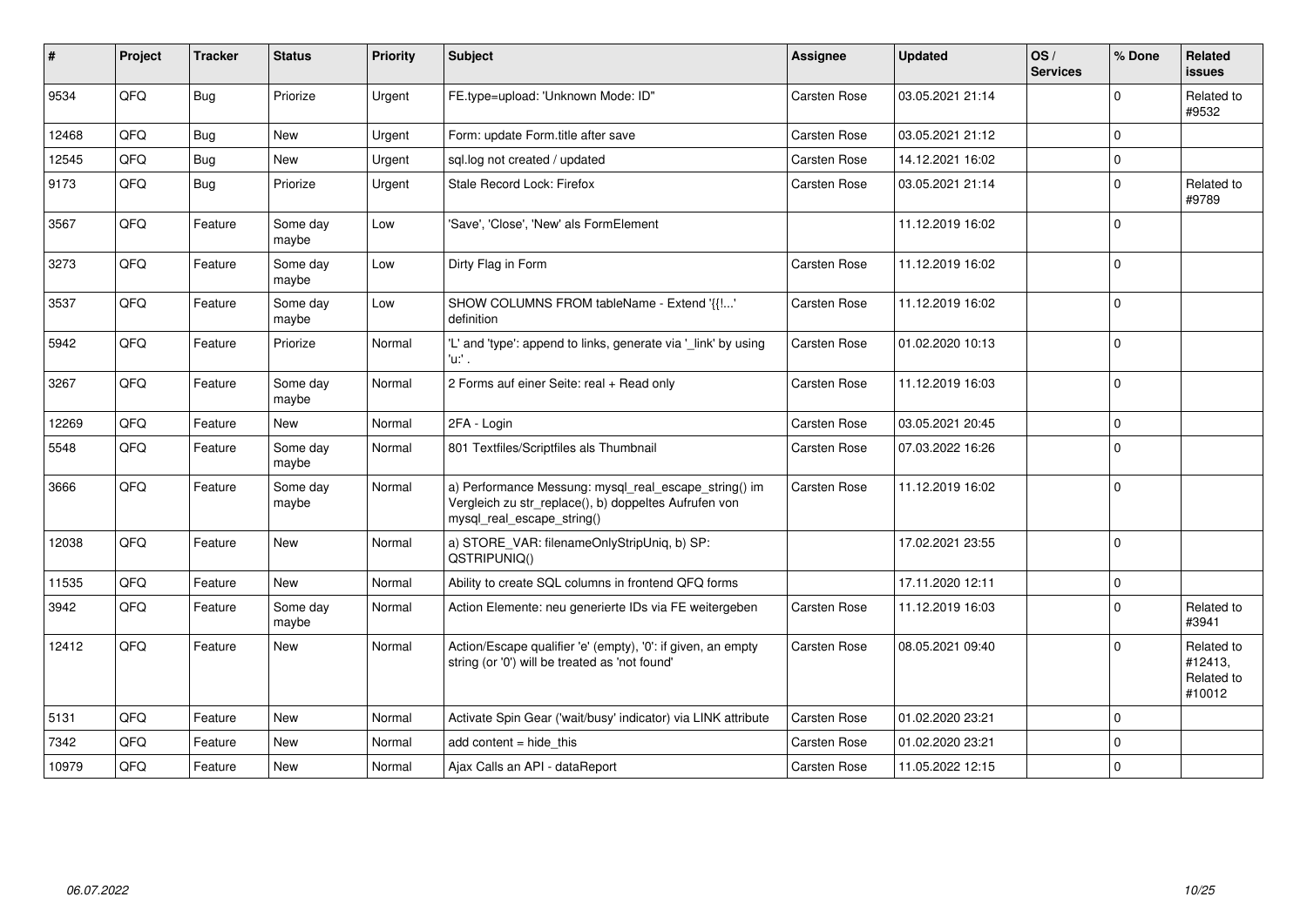| # | Project | Tracker | Status | Priority | Subject | Assignee | Updated | OS / Services | % Done | Related issues |
|---|---|---|---|---|---|---|---|---|---|---|
| 9534 | QFQ | Bug | Priorize | Urgent | FE.type=upload: 'Unknown Mode: ID" | Carsten Rose | 03.05.2021 21:14 | | 0 | Related to #9532 |
| 12468 | QFQ | Bug | New | Urgent | Form: update Form.title after save | Carsten Rose | 03.05.2021 21:12 | | 0 | |
| 12545 | QFQ | Bug | New | Urgent | sql.log not created / updated | Carsten Rose | 14.12.2021 16:02 | | 0 | |
| 9173 | QFQ | Bug | Priorize | Urgent | Stale Record Lock: Firefox | Carsten Rose | 03.05.2021 21:14 | | 0 | Related to #9789 |
| 3567 | QFQ | Feature | Some day maybe | Low | 'Save', 'Close', 'New' als FormElement | | 11.12.2019 16:02 | | 0 | |
| 3273 | QFQ | Feature | Some day maybe | Low | Dirty Flag in Form | Carsten Rose | 11.12.2019 16:02 | | 0 | |
| 3537 | QFQ | Feature | Some day maybe | Low | SHOW COLUMNS FROM tableName - Extend '{{!...' definition | Carsten Rose | 11.12.2019 16:02 | | 0 | |
| 5942 | QFQ | Feature | Priorize | Normal | 'L' and 'type': append to links, generate via '_link' by using 'u:' . | Carsten Rose | 01.02.2020 10:13 | | 0 | |
| 3267 | QFQ | Feature | Some day maybe | Normal | 2 Forms auf einer Seite: real + Read only | Carsten Rose | 11.12.2019 16:03 | | 0 | |
| 12269 | QFQ | Feature | New | Normal | 2FA - Login | Carsten Rose | 03.05.2021 20:45 | | 0 | |
| 5548 | QFQ | Feature | Some day maybe | Normal | 801 Textfiles/Scriptfiles als Thumbnail | Carsten Rose | 07.03.2022 16:26 | | 0 | |
| 3666 | QFQ | Feature | Some day maybe | Normal | a) Performance Messung: mysql_real_escape_string() im Vergleich zu str_replace(), b) doppeltes Aufrufen von mysql_real_escape_string() | Carsten Rose | 11.12.2019 16:02 | | 0 | |
| 12038 | QFQ | Feature | New | Normal | a) STORE_VAR: filenameOnlyStripUniq, b) SP: QSTRIPUNIQ() | | 17.02.2021 23:55 | | 0 | |
| 11535 | QFQ | Feature | New | Normal | Ability to create SQL columns in frontend QFQ forms | | 17.11.2020 12:11 | | 0 | |
| 3942 | QFQ | Feature | Some day maybe | Normal | Action Elemente: neu generierte IDs via FE weitergeben | Carsten Rose | 11.12.2019 16:03 | | 0 | Related to #3941 |
| 12412 | QFQ | Feature | New | Normal | Action/Escape qualifier 'e' (empty), '0': if given, an empty string (or '0') will be treated as 'not found' | Carsten Rose | 08.05.2021 09:40 | | 0 | Related to #12413, Related to #10012 |
| 5131 | QFQ | Feature | New | Normal | Activate Spin Gear ('wait/busy' indicator) via LINK attribute | Carsten Rose | 01.02.2020 23:21 | | 0 | |
| 7342 | QFQ | Feature | New | Normal | add content = hide_this | Carsten Rose | 01.02.2020 23:21 | | 0 | |
| 10979 | QFQ | Feature | New | Normal | Ajax Calls an API - dataReport | Carsten Rose | 11.05.2022 12:15 | | 0 | |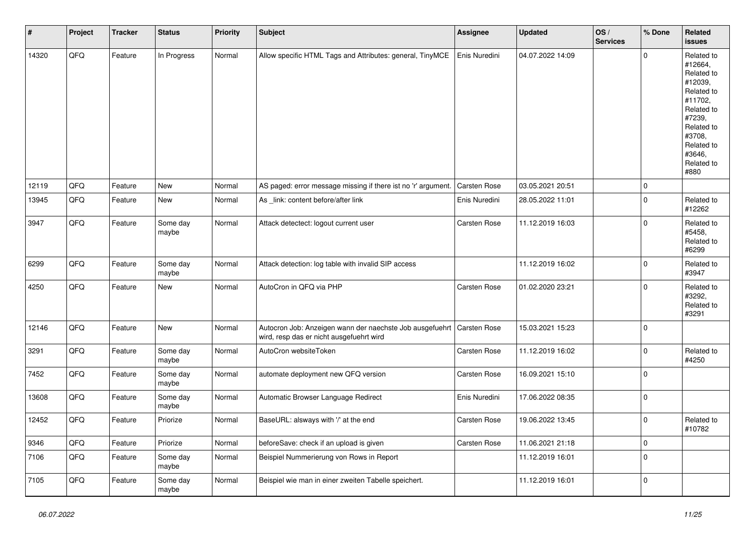| # | Project | Tracker | Status | Priority | Subject | Assignee | Updated | OS / Services | % Done | Related issues |
|---|---|---|---|---|---|---|---|---|---|---|
| 14320 | QFQ | Feature | In Progress | Normal | Allow specific HTML Tags and Attributes: general, TinyMCE | Enis Nuredini | 04.07.2022 14:09 | | 0 | Related to #12664, Related to #12039, Related to #11702, Related to #7239, Related to #3708, Related to #3646, Related to #880 |
| 12119 | QFQ | Feature | New | Normal | AS paged: error message missing if there ist no 'r' argument. | Carsten Rose | 03.05.2021 20:51 | | 0 | |
| 13945 | QFQ | Feature | New | Normal | As _link: content before/after link | Enis Nuredini | 28.05.2022 11:01 | | 0 | Related to #12262 |
| 3947 | QFQ | Feature | Some day maybe | Normal | Attack detectect: logout current user | Carsten Rose | 11.12.2019 16:03 | | 0 | Related to #5458, Related to #6299 |
| 6299 | QFQ | Feature | Some day maybe | Normal | Attack detection: log table with invalid SIP access | | 11.12.2019 16:02 | | 0 | Related to #3947 |
| 4250 | QFQ | Feature | New | Normal | AutoCron in QFQ via PHP | Carsten Rose | 01.02.2020 23:21 | | 0 | Related to #3292, Related to #3291 |
| 12146 | QFQ | Feature | New | Normal | Autocron Job: Anzeigen wann der naechste Job ausgefuehrt wird, resp das er nicht ausgefuehrt wird | Carsten Rose | 15.03.2021 15:23 | | 0 | |
| 3291 | QFQ | Feature | Some day maybe | Normal | AutoCron websiteToken | Carsten Rose | 11.12.2019 16:02 | | 0 | Related to #4250 |
| 7452 | QFQ | Feature | Some day maybe | Normal | automate deployment new QFQ version | Carsten Rose | 16.09.2021 15:10 | | 0 | |
| 13608 | QFQ | Feature | Some day maybe | Normal | Automatic Browser Language Redirect | Enis Nuredini | 17.06.2022 08:35 | | 0 | |
| 12452 | QFQ | Feature | Priorize | Normal | BaseURL: alsways with '/' at the end | Carsten Rose | 19.06.2022 13:45 | | 0 | Related to #10782 |
| 9346 | QFQ | Feature | Priorize | Normal | beforeSave: check if an upload is given | Carsten Rose | 11.06.2021 21:18 | | 0 | |
| 7106 | QFQ | Feature | Some day maybe | Normal | Beispiel Nummerierung von Rows in Report | | 11.12.2019 16:01 | | 0 | |
| 7105 | QFQ | Feature | Some day maybe | Normal | Beispiel wie man in einer zweiten Tabelle speichert. | | 11.12.2019 16:01 | | 0 | |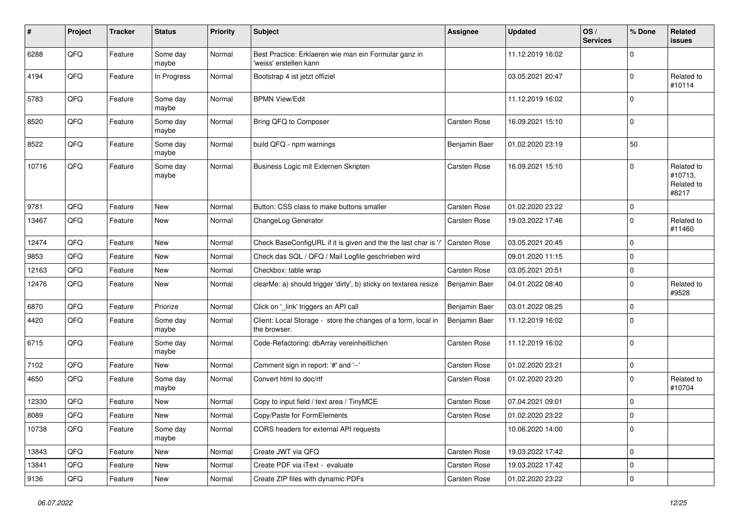| # | Project | Tracker | Status | Priority | Subject | Assignee | Updated | OS / Services | % Done | Related issues |
|---|---|---|---|---|---|---|---|---|---|---|
| 6288 | QFQ | Feature | Some day maybe | Normal | Best Practice: Erklaeren wie man ein Formular ganz in 'weiss' erstellen kann | | 11.12.2019 16:02 | | 0 | |
| 4194 | QFQ | Feature | In Progress | Normal | Bootstrap 4 ist jetzt offiziel | | 03.05.2021 20:47 | | 0 | Related to #10114 |
| 5783 | QFQ | Feature | Some day maybe | Normal | BPMN View/Edit | | 11.12.2019 16:02 | | 0 | |
| 8520 | QFQ | Feature | Some day maybe | Normal | Bring QFQ to Composer | Carsten Rose | 16.09.2021 15:10 | | 0 | |
| 8522 | QFQ | Feature | Some day maybe | Normal | build QFQ - npm warnings | Benjamin Baer | 01.02.2020 23:19 | | 50 | |
| 10716 | QFQ | Feature | Some day maybe | Normal | Business Logic mit Externen Skripten | Carsten Rose | 16.09.2021 15:10 | | 0 | Related to #10713, Related to #8217 |
| 9781 | QFQ | Feature | New | Normal | Button: CSS class to make buttons smaller | Carsten Rose | 01.02.2020 23:22 | | 0 | |
| 13467 | QFQ | Feature | New | Normal | ChangeLog Generator | Carsten Rose | 19.03.2022 17:46 | | 0 | Related to #11460 |
| 12474 | QFQ | Feature | New | Normal | Check BaseConfigURL if it is given and the the last char is '/' | Carsten Rose | 03.05.2021 20:45 | | 0 | |
| 9853 | QFQ | Feature | New | Normal | Check das SQL / QFQ / Mail Logfile geschrieben wird | | 09.01.2020 11:15 | | 0 | |
| 12163 | QFQ | Feature | New | Normal | Checkbox: table wrap | Carsten Rose | 03.05.2021 20:51 | | 0 | |
| 12476 | QFQ | Feature | New | Normal | clearMe: a) should trigger 'dirty', b) sticky on textarea resize | Benjamin Baer | 04.01.2022 08:40 | | 0 | Related to #9528 |
| 6870 | QFQ | Feature | Priorize | Normal | Click on '_link' triggers an API call | Benjamin Baer | 03.01.2022 08:25 | | 0 | |
| 4420 | QFQ | Feature | Some day maybe | Normal | Client: Local Storage - store the changes of a form, local in the browser. | Benjamin Baer | 11.12.2019 16:02 | | 0 | |
| 6715 | QFQ | Feature | Some day maybe | Normal | Code-Refactoring: dbArray vereinheitlichen | Carsten Rose | 11.12.2019 16:02 | | 0 | |
| 7102 | QFQ | Feature | New | Normal | Comment sign in report: '#' and '--' | Carsten Rose | 01.02.2020 23:21 | | 0 | |
| 4650 | QFQ | Feature | Some day maybe | Normal | Convert html to doc/rtf | Carsten Rose | 01.02.2020 23:20 | | 0 | Related to #10704 |
| 12330 | QFQ | Feature | New | Normal | Copy to input field / text area / TinyMCE | Carsten Rose | 07.04.2021 09:01 | | 0 | |
| 8089 | QFQ | Feature | New | Normal | Copy/Paste for FormElements | Carsten Rose | 01.02.2020 23:22 | | 0 | |
| 10738 | QFQ | Feature | Some day maybe | Normal | CORS headers for external API requests | | 10.06.2020 14:00 | | 0 | |
| 13843 | QFQ | Feature | New | Normal | Create JWT via QFQ | Carsten Rose | 19.03.2022 17:42 | | 0 | |
| 13841 | QFQ | Feature | New | Normal | Create PDF via iText - evaluate | Carsten Rose | 19.03.2022 17:42 | | 0 | |
| 9136 | QFQ | Feature | New | Normal | Create ZIP files with dynamic PDFs | Carsten Rose | 01.02.2020 23:22 | | 0 | |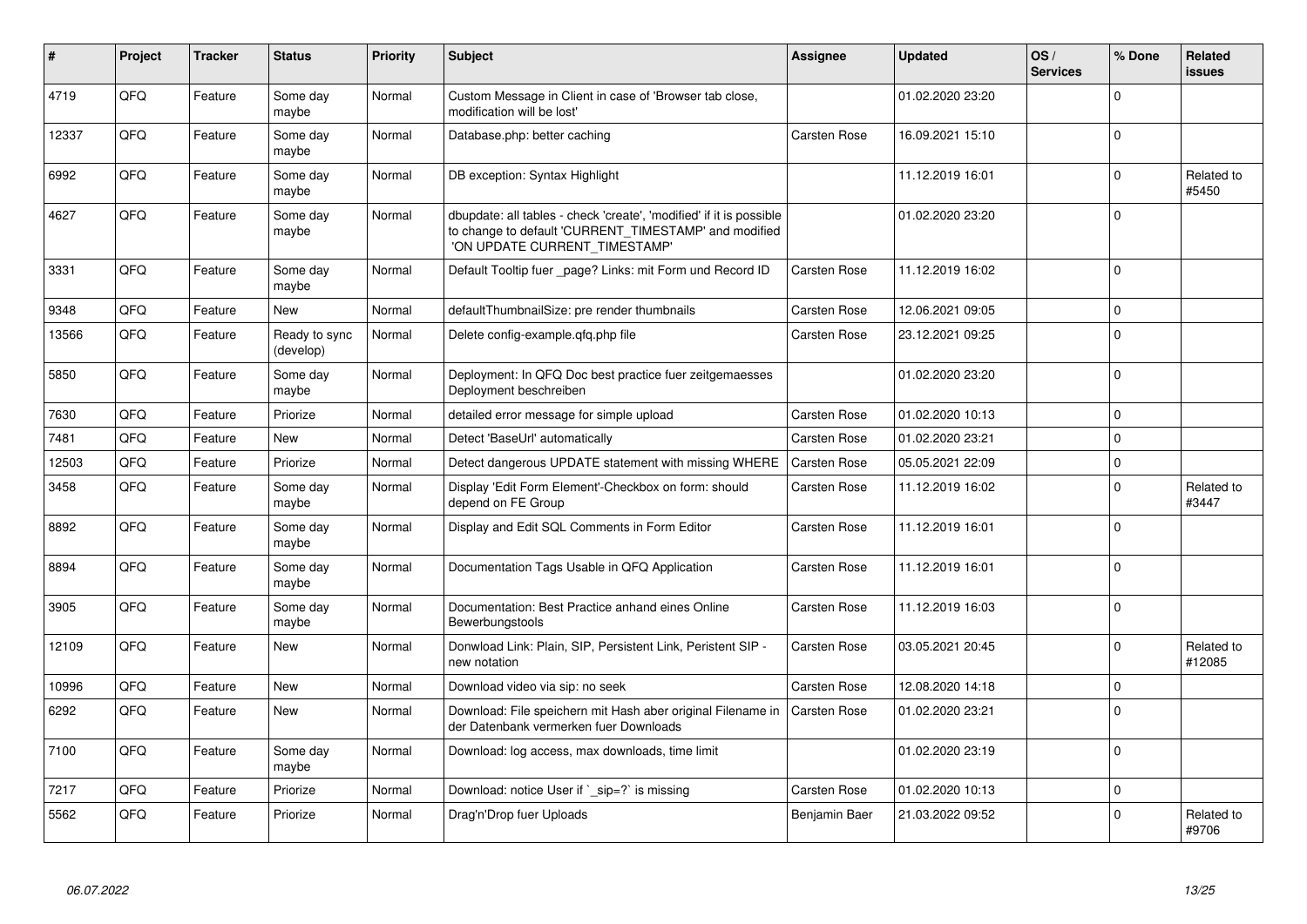| # | Project | Tracker | Status | Priority | Subject | Assignee | Updated | OS / Services | % Done | Related issues |
|---|---|---|---|---|---|---|---|---|---|---|
| 4719 | QFQ | Feature | Some day maybe | Normal | Custom Message in Client in case of 'Browser tab close, modification will be lost' | | 01.02.2020 23:20 | | 0 | |
| 12337 | QFQ | Feature | Some day maybe | Normal | Database.php: better caching | Carsten Rose | 16.09.2021 15:10 | | 0 | |
| 6992 | QFQ | Feature | Some day maybe | Normal | DB exception: Syntax Highlight | | 11.12.2019 16:01 | | 0 | Related to #5450 |
| 4627 | QFQ | Feature | Some day maybe | Normal | dbupdate: all tables - check 'create', 'modified' if it is possible to change to default 'CURRENT_TIMESTAMP' and modified 'ON UPDATE CURRENT_TIMESTAMP' | | 01.02.2020 23:20 | | 0 | |
| 3331 | QFQ | Feature | Some day maybe | Normal | Default Tooltip fuer _page? Links: mit Form und Record ID | Carsten Rose | 11.12.2019 16:02 | | 0 | |
| 9348 | QFQ | Feature | New | Normal | defaultThumbnailSize: pre render thumbnails | Carsten Rose | 12.06.2021 09:05 | | 0 | |
| 13566 | QFQ | Feature | Ready to sync (develop) | Normal | Delete config-example.qfq.php file | Carsten Rose | 23.12.2021 09:25 | | 0 | |
| 5850 | QFQ | Feature | Some day maybe | Normal | Deployment: In QFQ Doc best practice fuer zeitgemaesses Deployment beschreiben | | 01.02.2020 23:20 | | 0 | |
| 7630 | QFQ | Feature | Priorize | Normal | detailed error message for simple upload | Carsten Rose | 01.02.2020 10:13 | | 0 | |
| 7481 | QFQ | Feature | New | Normal | Detect 'BaseUrl' automatically | Carsten Rose | 01.02.2020 23:21 | | 0 | |
| 12503 | QFQ | Feature | Priorize | Normal | Detect dangerous UPDATE statement with missing WHERE | Carsten Rose | 05.05.2021 22:09 | | 0 | |
| 3458 | QFQ | Feature | Some day maybe | Normal | Display 'Edit Form Element'-Checkbox on form: should depend on FE Group | Carsten Rose | 11.12.2019 16:02 | | 0 | Related to #3447 |
| 8892 | QFQ | Feature | Some day maybe | Normal | Display and Edit SQL Comments in Form Editor | Carsten Rose | 11.12.2019 16:01 | | 0 | |
| 8894 | QFQ | Feature | Some day maybe | Normal | Documentation Tags Usable in QFQ Application | Carsten Rose | 11.12.2019 16:01 | | 0 | |
| 3905 | QFQ | Feature | Some day maybe | Normal | Documentation: Best Practice anhand eines Online Bewerbungstools | Carsten Rose | 11.12.2019 16:03 | | 0 | |
| 12109 | QFQ | Feature | New | Normal | Donwload Link: Plain, SIP, Persistent Link, Peristent SIP - new notation | Carsten Rose | 03.05.2021 20:45 | | 0 | Related to #12085 |
| 10996 | QFQ | Feature | New | Normal | Download video via sip: no seek | Carsten Rose | 12.08.2020 14:18 | | 0 | |
| 6292 | QFQ | Feature | New | Normal | Download: File speichern mit Hash aber original Filename in der Datenbank vermerken fuer Downloads | Carsten Rose | 01.02.2020 23:21 | | 0 | |
| 7100 | QFQ | Feature | Some day maybe | Normal | Download: log access, max downloads, time limit | | 01.02.2020 23:19 | | 0 | |
| 7217 | QFQ | Feature | Priorize | Normal | Download: notice User if `_sip=?` is missing | Carsten Rose | 01.02.2020 10:13 | | 0 | |
| 5562 | QFQ | Feature | Priorize | Normal | Drag'n'Drop fuer Uploads | Benjamin Baer | 21.03.2022 09:52 | | 0 | Related to #9706 |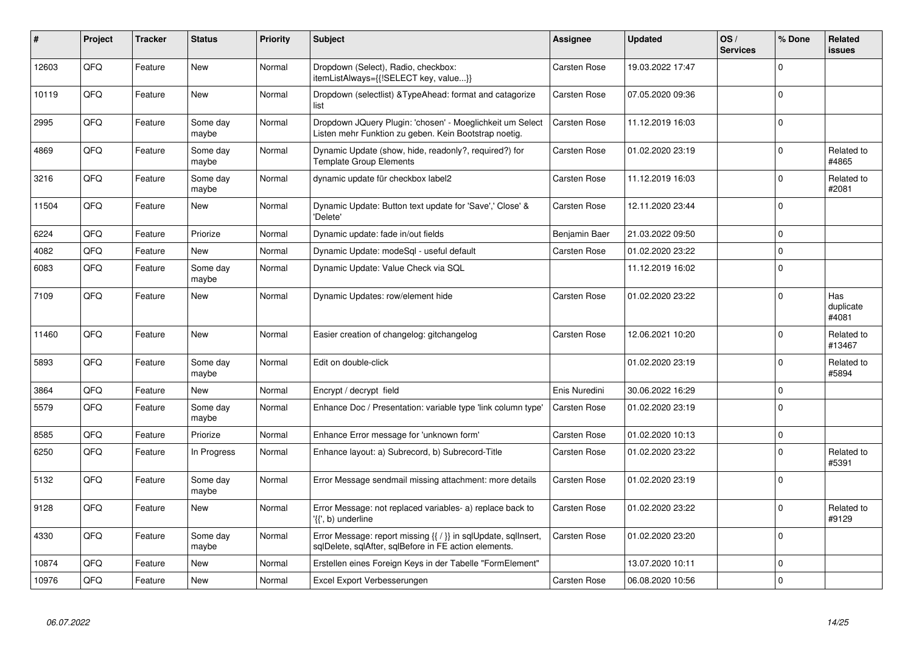| # | Project | Tracker | Status | Priority | Subject | Assignee | Updated | OS / Services | % Done | Related issues |
|---|---|---|---|---|---|---|---|---|---|---|
| 12603 | QFQ | Feature | New | Normal | Dropdown (Select), Radio, checkbox: itemListAlways={{!SELECT key, value...}} | Carsten Rose | 19.03.2022 17:47 | | 0 | |
| 10119 | QFQ | Feature | New | Normal | Dropdown (selectlist) &TypeAhead: format and catagorize list | Carsten Rose | 07.05.2020 09:36 | | 0 | |
| 2995 | QFQ | Feature | Some day maybe | Normal | Dropdown JQuery Plugin: 'chosen' - Moeglichkeit um Select Listen mehr Funktion zu geben. Kein Bootstrap noetig. | Carsten Rose | 11.12.2019 16:03 | | 0 | |
| 4869 | QFQ | Feature | Some day maybe | Normal | Dynamic Update (show, hide, readonly?, required?) for Template Group Elements | Carsten Rose | 01.02.2020 23:19 | | 0 | Related to #4865 |
| 3216 | QFQ | Feature | Some day maybe | Normal | dynamic update für checkbox label2 | Carsten Rose | 11.12.2019 16:03 | | 0 | Related to #2081 |
| 11504 | QFQ | Feature | New | Normal | Dynamic Update: Button text update for 'Save',' Close' & 'Delete' | Carsten Rose | 12.11.2020 23:44 | | 0 | |
| 6224 | QFQ | Feature | Priorize | Normal | Dynamic update: fade in/out fields | Benjamin Baer | 21.03.2022 09:50 | | 0 | |
| 4082 | QFQ | Feature | New | Normal | Dynamic Update: modeSql - useful default | Carsten Rose | 01.02.2020 23:22 | | 0 | |
| 6083 | QFQ | Feature | Some day maybe | Normal | Dynamic Update: Value Check via SQL | | 11.12.2019 16:02 | | 0 | |
| 7109 | QFQ | Feature | New | Normal | Dynamic Updates: row/element hide | Carsten Rose | 01.02.2020 23:22 | | 0 | Has duplicate #4081 |
| 11460 | QFQ | Feature | New | Normal | Easier creation of changelog: gitchangelog | Carsten Rose | 12.06.2021 10:20 | | 0 | Related to #13467 |
| 5893 | QFQ | Feature | Some day maybe | Normal | Edit on double-click | | 01.02.2020 23:19 | | 0 | Related to #5894 |
| 3864 | QFQ | Feature | New | Normal | Encrypt / decrypt field | Enis Nuredini | 30.06.2022 16:29 | | 0 | |
| 5579 | QFQ | Feature | Some day maybe | Normal | Enhance Doc / Presentation: variable type 'link column type' | Carsten Rose | 01.02.2020 23:19 | | 0 | |
| 8585 | QFQ | Feature | Priorize | Normal | Enhance Error message for 'unknown form' | Carsten Rose | 01.02.2020 10:13 | | 0 | |
| 6250 | QFQ | Feature | In Progress | Normal | Enhance layout: a) Subrecord, b) Subrecord-Title | Carsten Rose | 01.02.2020 23:22 | | 0 | Related to #5391 |
| 5132 | QFQ | Feature | Some day maybe | Normal | Error Message sendmail missing attachment: more details | Carsten Rose | 01.02.2020 23:19 | | 0 | |
| 9128 | QFQ | Feature | New | Normal | Error Message: not replaced variables- a) replace back to '{{', b) underline | Carsten Rose | 01.02.2020 23:22 | | 0 | Related to #9129 |
| 4330 | QFQ | Feature | Some day maybe | Normal | Error Message: report missing {{ / }} in sqlUpdate, sqlInsert, sqlDelete, sqlAfter, sqlBefore in FE action elements. | Carsten Rose | 01.02.2020 23:20 | | 0 | |
| 10874 | QFQ | Feature | New | Normal | Erstellen eines Foreign Keys in der Tabelle "FormElement" | | 13.07.2020 10:11 | | 0 | |
| 10976 | QFQ | Feature | New | Normal | Excel Export Verbesserungen | Carsten Rose | 06.08.2020 10:56 | | 0 | |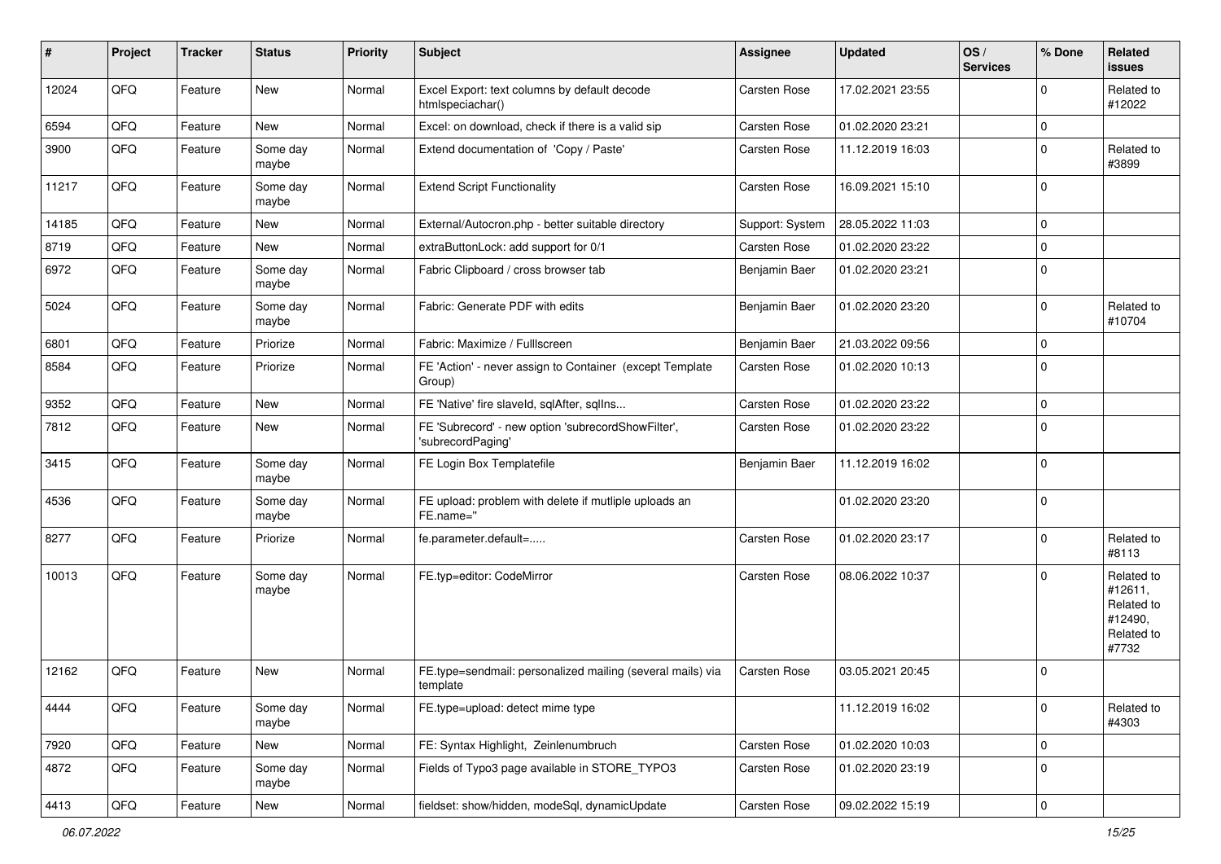| # | Project | Tracker | Status | Priority | Subject | Assignee | Updated | OS / Services | % Done | Related issues |
|---|---|---|---|---|---|---|---|---|---|---|
| 12024 | QFQ | Feature | New | Normal | Excel Export: text columns by default decode htmlspeciachar() | Carsten Rose | 17.02.2021 23:55 | | 0 | Related to #12022 |
| 6594 | QFQ | Feature | New | Normal | Excel: on download, check if there is a valid sip | Carsten Rose | 01.02.2020 23:21 | | 0 | |
| 3900 | QFQ | Feature | Some day maybe | Normal | Extend documentation of 'Copy / Paste' | Carsten Rose | 11.12.2019 16:03 | | 0 | Related to #3899 |
| 11217 | QFQ | Feature | Some day maybe | Normal | Extend Script Functionality | Carsten Rose | 16.09.2021 15:10 | | 0 | |
| 14185 | QFQ | Feature | New | Normal | External/Autocron.php - better suitable directory | Support: System | 28.05.2022 11:03 | | 0 | |
| 8719 | QFQ | Feature | New | Normal | extraButtonLock: add support for 0/1 | Carsten Rose | 01.02.2020 23:22 | | 0 | |
| 6972 | QFQ | Feature | Some day maybe | Normal | Fabric Clipboard / cross browser tab | Benjamin Baer | 01.02.2020 23:21 | | 0 | |
| 5024 | QFQ | Feature | Some day maybe | Normal | Fabric: Generate PDF with edits | Benjamin Baer | 01.02.2020 23:20 | | 0 | Related to #10704 |
| 6801 | QFQ | Feature | Priorize | Normal | Fabric: Maximize / FullIscreen | Benjamin Baer | 21.03.2022 09:56 | | 0 | |
| 8584 | QFQ | Feature | Priorize | Normal | FE 'Action' - never assign to Container (except Template Group) | Carsten Rose | 01.02.2020 10:13 | | 0 | |
| 9352 | QFQ | Feature | New | Normal | FE 'Native' fire slaveId, sqlAfter, sqlIns... | Carsten Rose | 01.02.2020 23:22 | | 0 | |
| 7812 | QFQ | Feature | New | Normal | FE 'Subrecord' - new option 'subrecordShowFilter', 'subrecordPaging' | Carsten Rose | 01.02.2020 23:22 | | 0 | |
| 3415 | QFQ | Feature | Some day maybe | Normal | FE Login Box Templatefile | Benjamin Baer | 11.12.2019 16:02 | | 0 | |
| 4536 | QFQ | Feature | Some day maybe | Normal | FE upload: problem with delete if mutliple uploads an FE.name='' | | 01.02.2020 23:20 | | 0 | |
| 8277 | QFQ | Feature | Priorize | Normal | fe.parameter.default=..... | Carsten Rose | 01.02.2020 23:17 | | 0 | Related to #8113 |
| 10013 | QFQ | Feature | Some day maybe | Normal | FE.typ=editor: CodeMirror | Carsten Rose | 08.06.2022 10:37 | | 0 | Related to #12611, Related to #12490, Related to #7732 |
| 12162 | QFQ | Feature | New | Normal | FE.type=sendmail: personalized mailing (several mails) via template | Carsten Rose | 03.05.2021 20:45 | | 0 | |
| 4444 | QFQ | Feature | Some day maybe | Normal | FE.type=upload: detect mime type | | 11.12.2019 16:02 | | 0 | Related to #4303 |
| 7920 | QFQ | Feature | New | Normal | FE: Syntax Highlight, Zeinlenumbruch | Carsten Rose | 01.02.2020 10:03 | | 0 | |
| 4872 | QFQ | Feature | Some day maybe | Normal | Fields of Typo3 page available in STORE_TYPO3 | Carsten Rose | 01.02.2020 23:19 | | 0 | |
| 4413 | QFQ | Feature | New | Normal | fieldset: show/hidden, modeSql, dynamicUpdate | Carsten Rose | 09.02.2022 15:19 | | 0 | |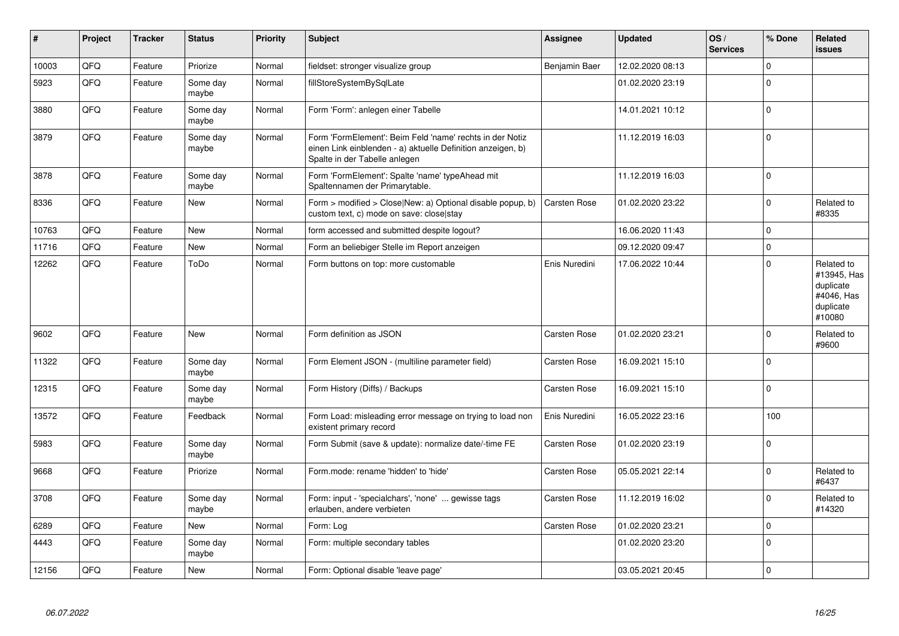| # | Project | Tracker | Status | Priority | Subject | Assignee | Updated | OS / Services | % Done | Related issues |
|---|---|---|---|---|---|---|---|---|---|---|
| 10003 | QFQ | Feature | Priorize | Normal | fieldset: stronger visualize group | Benjamin Baer | 12.02.2020 08:13 | | 0 | |
| 5923 | QFQ | Feature | Some day maybe | Normal | fillStoreSystemBySqlLate | | 01.02.2020 23:19 | | 0 | |
| 3880 | QFQ | Feature | Some day maybe | Normal | Form 'Form': anlegen einer Tabelle | | 14.01.2021 10:12 | | 0 | |
| 3879 | QFQ | Feature | Some day maybe | Normal | Form 'FormElement': Beim Feld 'name' rechts in der Notiz einen Link einblenden - a) aktuelle Definition anzeigen, b) Spalte in der Tabelle anlegen | | 11.12.2019 16:03 | | 0 | |
| 3878 | QFQ | Feature | Some day maybe | Normal | Form 'FormElement': Spalte 'name' typeAhead mit Spaltennamen der Primarytable. | | 11.12.2019 16:03 | | 0 | |
| 8336 | QFQ | Feature | New | Normal | Form > modified > Close\|New: a) Optional disable popup, b) custom text, c) mode on save: close\|stay | Carsten Rose | 01.02.2020 23:22 | | 0 | Related to #8335 |
| 10763 | QFQ | Feature | New | Normal | form accessed and submitted despite logout? | | 16.06.2020 11:43 | | 0 | |
| 11716 | QFQ | Feature | New | Normal | Form an beliebiger Stelle im Report anzeigen | | 09.12.2020 09:47 | | 0 | |
| 12262 | QFQ | Feature | ToDo | Normal | Form buttons on top: more customable | Enis Nuredini | 17.06.2022 10:44 | | 0 | Related to #13945, Has duplicate #4046, Has duplicate #10080 |
| 9602 | QFQ | Feature | New | Normal | Form definition as JSON | Carsten Rose | 01.02.2020 23:21 | | 0 | Related to #9600 |
| 11322 | QFQ | Feature | Some day maybe | Normal | Form Element JSON - (multiline parameter field) | Carsten Rose | 16.09.2021 15:10 | | 0 | |
| 12315 | QFQ | Feature | Some day maybe | Normal | Form History (Diffs) / Backups | Carsten Rose | 16.09.2021 15:10 | | 0 | |
| 13572 | QFQ | Feature | Feedback | Normal | Form Load: misleading error message on trying to load non existent primary record | Enis Nuredini | 16.05.2022 23:16 | | 100 | |
| 5983 | QFQ | Feature | Some day maybe | Normal | Form Submit (save & update): normalize date/-time FE | Carsten Rose | 01.02.2020 23:19 | | 0 | |
| 9668 | QFQ | Feature | Priorize | Normal | Form.mode: rename 'hidden' to 'hide' | Carsten Rose | 05.05.2021 22:14 | | 0 | Related to #6437 |
| 3708 | QFQ | Feature | Some day maybe | Normal | Form: input - 'specialchars', 'none' ... gewisse tags erlauben, andere verbieten | Carsten Rose | 11.12.2019 16:02 | | 0 | Related to #14320 |
| 6289 | QFQ | Feature | New | Normal | Form: Log | Carsten Rose | 01.02.2020 23:21 | | 0 | |
| 4443 | QFQ | Feature | Some day maybe | Normal | Form: multiple secondary tables | | 01.02.2020 23:20 | | 0 | |
| 12156 | QFQ | Feature | New | Normal | Form: Optional disable 'leave page' | | 03.05.2021 20:45 | | 0 | |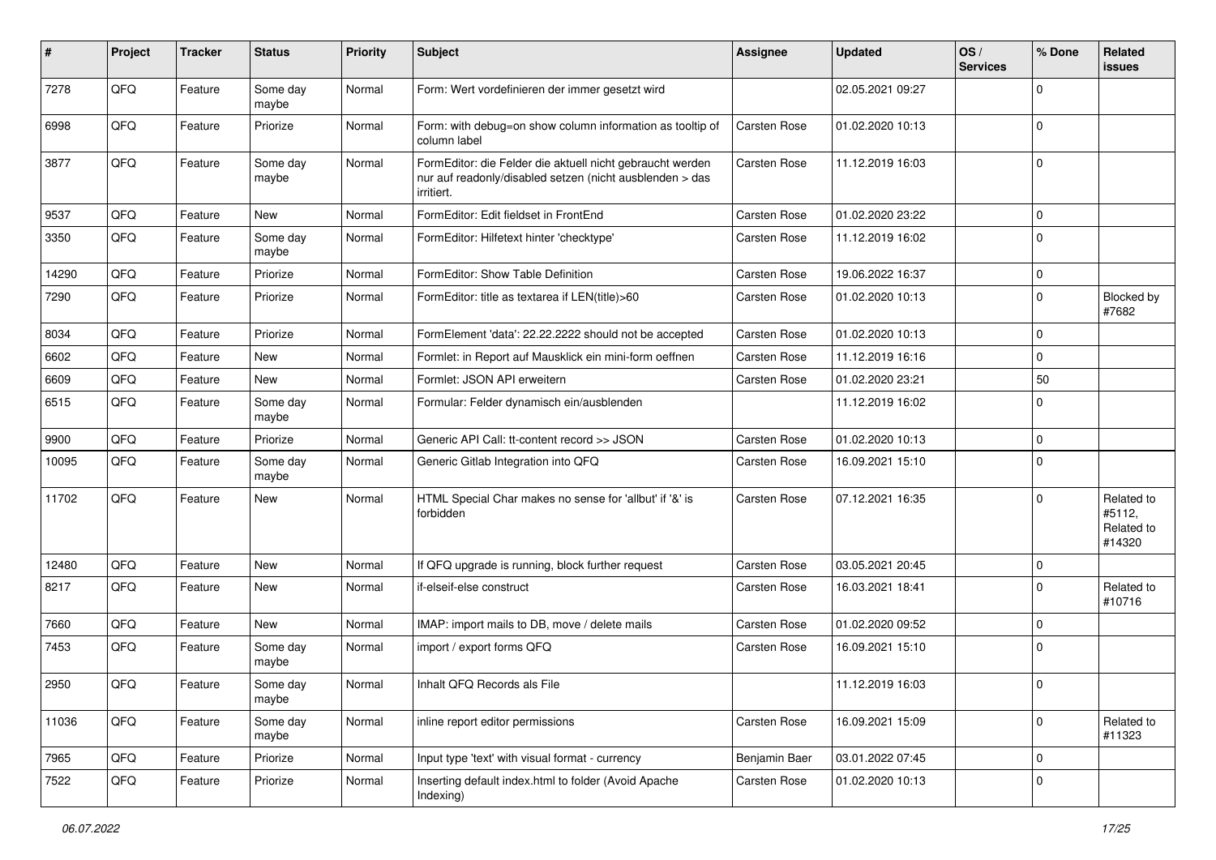| # | Project | Tracker | Status | Priority | Subject | Assignee | Updated | OS / Services | % Done | Related issues |
|---|---|---|---|---|---|---|---|---|---|---|
| 7278 | QFQ | Feature | Some day maybe | Normal | Form: Wert vordefinieren der immer gesetzt wird | | 02.05.2021 09:27 | | 0 | |
| 6998 | QFQ | Feature | Priorize | Normal | Form: with debug=on show column information as tooltip of column label | Carsten Rose | 01.02.2020 10:13 | | 0 | |
| 3877 | QFQ | Feature | Some day maybe | Normal | FormEditor: die Felder die aktuell nicht gebraucht werden nur auf readonly/disabled setzen (nicht ausblenden > das irritiert. | Carsten Rose | 11.12.2019 16:03 | | 0 | |
| 9537 | QFQ | Feature | New | Normal | FormEditor: Edit fieldset in FrontEnd | Carsten Rose | 01.02.2020 23:22 | | 0 | |
| 3350 | QFQ | Feature | Some day maybe | Normal | FormEditor: Hilfetext hinter 'checktype' | Carsten Rose | 11.12.2019 16:02 | | 0 | |
| 14290 | QFQ | Feature | Priorize | Normal | FormEditor: Show Table Definition | Carsten Rose | 19.06.2022 16:37 | | 0 | |
| 7290 | QFQ | Feature | Priorize | Normal | FormEditor: title as textarea if LEN(title)>60 | Carsten Rose | 01.02.2020 10:13 | | 0 | Blocked by #7682 |
| 8034 | QFQ | Feature | Priorize | Normal | FormElement 'data': 22.22.2222 should not be accepted | Carsten Rose | 01.02.2020 10:13 | | 0 | |
| 6602 | QFQ | Feature | New | Normal | Formlet: in Report auf Mausklick ein mini-form oeffnen | Carsten Rose | 11.12.2019 16:16 | | 0 | |
| 6609 | QFQ | Feature | New | Normal | Formlet: JSON API erweitern | Carsten Rose | 01.02.2020 23:21 | | 50 | |
| 6515 | QFQ | Feature | Some day maybe | Normal | Formular: Felder dynamisch ein/ausblenden | | 11.12.2019 16:02 | | 0 | |
| 9900 | QFQ | Feature | Priorize | Normal | Generic API Call: tt-content record >> JSON | Carsten Rose | 01.02.2020 10:13 | | 0 | |
| 10095 | QFQ | Feature | Some day maybe | Normal | Generic Gitlab Integration into QFQ | Carsten Rose | 16.09.2021 15:10 | | 0 | |
| 11702 | QFQ | Feature | New | Normal | HTML Special Char makes no sense for 'allbut' if '&' is forbidden | Carsten Rose | 07.12.2021 16:35 | | 0 | Related to #5112, Related to #14320 |
| 12480 | QFQ | Feature | New | Normal | If QFQ upgrade is running, block further request | Carsten Rose | 03.05.2021 20:45 | | 0 | |
| 8217 | QFQ | Feature | New | Normal | if-elseif-else construct | Carsten Rose | 16.03.2021 18:41 | | 0 | Related to #10716 |
| 7660 | QFQ | Feature | New | Normal | IMAP: import mails to DB, move / delete mails | Carsten Rose | 01.02.2020 09:52 | | 0 | |
| 7453 | QFQ | Feature | Some day maybe | Normal | import / export forms QFQ | Carsten Rose | 16.09.2021 15:10 | | 0 | |
| 2950 | QFQ | Feature | Some day maybe | Normal | Inhalt QFQ Records als File | | 11.12.2019 16:03 | | 0 | |
| 11036 | QFQ | Feature | Some day maybe | Normal | inline report editor permissions | Carsten Rose | 16.09.2021 15:09 | | 0 | Related to #11323 |
| 7965 | QFQ | Feature | Priorize | Normal | Input type 'text' with visual format - currency | Benjamin Baer | 03.01.2022 07:45 | | 0 | |
| 7522 | QFQ | Feature | Priorize | Normal | Inserting default index.html to folder (Avoid Apache Indexing) | Carsten Rose | 01.02.2020 10:13 | | 0 | |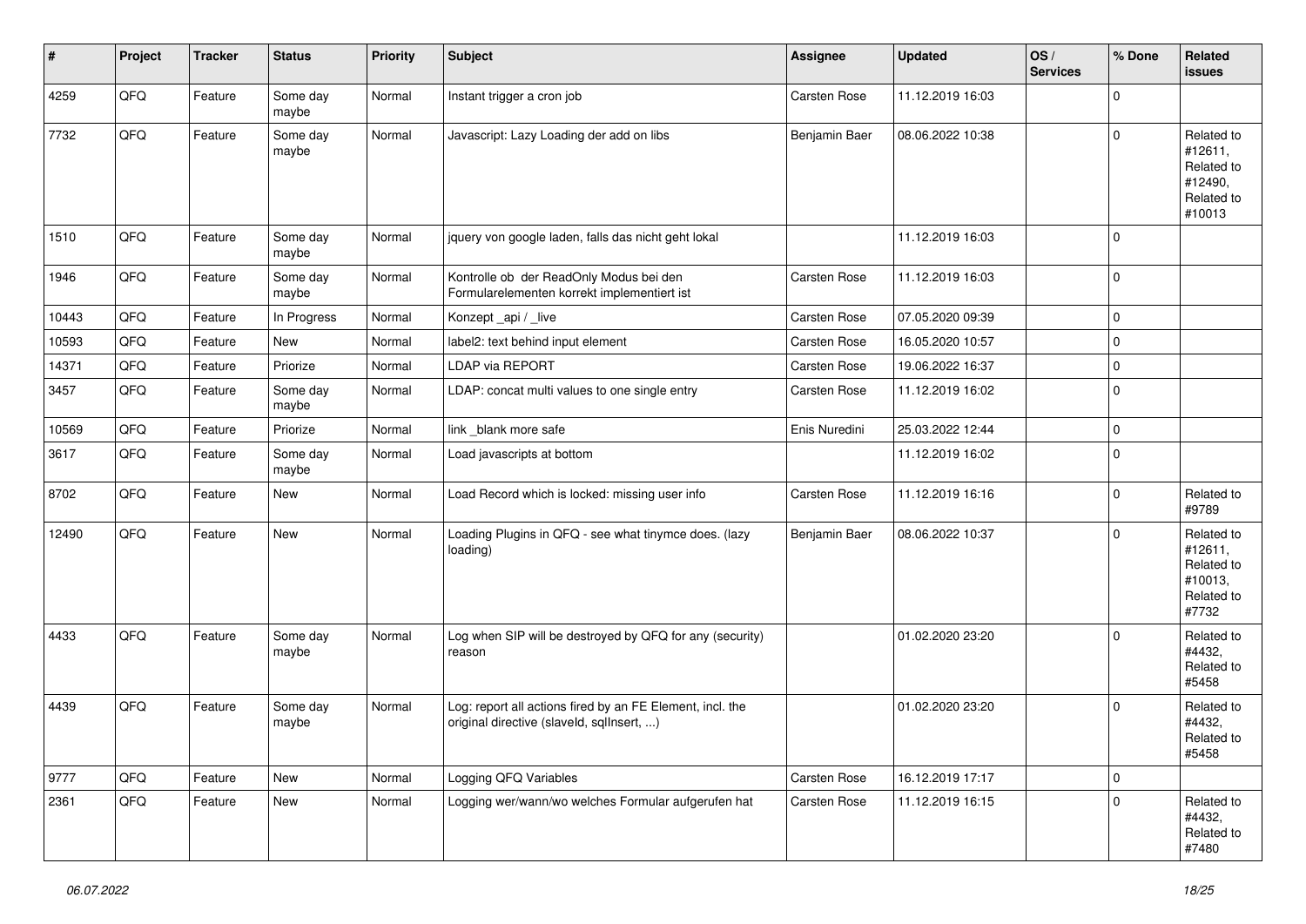| # | Project | Tracker | Status | Priority | Subject | Assignee | Updated | OS / Services | % Done | Related issues |
|---|---|---|---|---|---|---|---|---|---|---|
| 4259 | QFQ | Feature | Some day maybe | Normal | Instant trigger a cron job | Carsten Rose | 11.12.2019 16:03 | | 0 | |
| 7732 | QFQ | Feature | Some day maybe | Normal | Javascript: Lazy Loading der add on libs | Benjamin Baer | 08.06.2022 10:38 | | 0 | Related to #12611, Related to #12490, Related to #10013 |
| 1510 | QFQ | Feature | Some day maybe | Normal | jquery von google laden, falls das nicht geht lokal | | 11.12.2019 16:03 | | 0 | |
| 1946 | QFQ | Feature | Some day maybe | Normal | Kontrolle ob der ReadOnly Modus bei den Formularelementen korrekt implementiert ist | Carsten Rose | 11.12.2019 16:03 | | 0 | |
| 10443 | QFQ | Feature | In Progress | Normal | Konzept _api / _live | Carsten Rose | 07.05.2020 09:39 | | 0 | |
| 10593 | QFQ | Feature | New | Normal | label2: text behind input element | Carsten Rose | 16.05.2020 10:57 | | 0 | |
| 14371 | QFQ | Feature | Priorize | Normal | LDAP via REPORT | Carsten Rose | 19.06.2022 16:37 | | 0 | |
| 3457 | QFQ | Feature | Some day maybe | Normal | LDAP: concat multi values to one single entry | Carsten Rose | 11.12.2019 16:02 | | 0 | |
| 10569 | QFQ | Feature | Priorize | Normal | link _blank more safe | Enis Nuredini | 25.03.2022 12:44 | | 0 | |
| 3617 | QFQ | Feature | Some day maybe | Normal | Load javascripts at bottom | | 11.12.2019 16:02 | | 0 | |
| 8702 | QFQ | Feature | New | Normal | Load Record which is locked: missing user info | Carsten Rose | 11.12.2019 16:16 | | 0 | Related to #9789 |
| 12490 | QFQ | Feature | New | Normal | Loading Plugins in QFQ - see what tinymce does. (lazy loading) | Benjamin Baer | 08.06.2022 10:37 | | 0 | Related to #12611, Related to #10013, Related to #7732 |
| 4433 | QFQ | Feature | Some day maybe | Normal | Log when SIP will be destroyed by QFQ for any (security) reason | | 01.02.2020 23:20 | | 0 | Related to #4432, Related to #5458 |
| 4439 | QFQ | Feature | Some day maybe | Normal | Log: report all actions fired by an FE Element, incl. the original directive (slaveId, sqlInsert, ...) | | 01.02.2020 23:20 | | 0 | Related to #4432, Related to #5458 |
| 9777 | QFQ | Feature | New | Normal | Logging QFQ Variables | Carsten Rose | 16.12.2019 17:17 | | 0 | |
| 2361 | QFQ | Feature | New | Normal | Logging wer/wann/wo welches Formular aufgerufen hat | Carsten Rose | 11.12.2019 16:15 | | 0 | Related to #4432, Related to #7480 |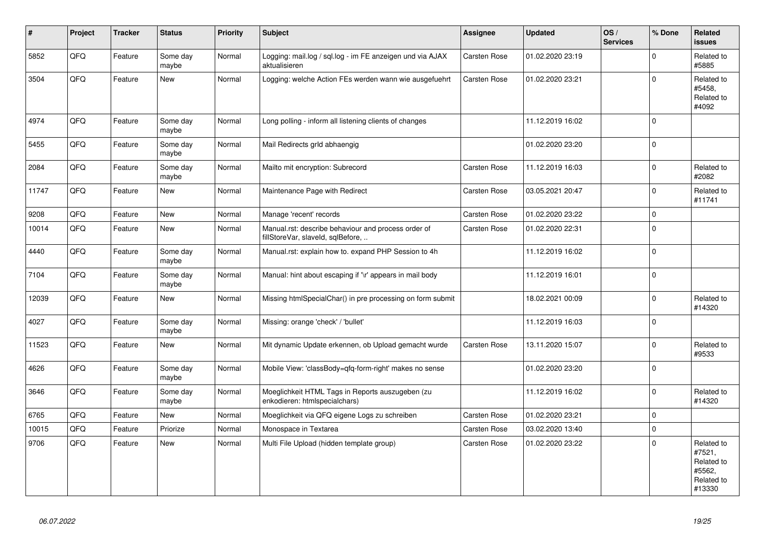| # | Project | Tracker | Status | Priority | Subject | Assignee | Updated | OS / Services | % Done | Related issues |
|---|---|---|---|---|---|---|---|---|---|---|
| 5852 | QFQ | Feature | Some day maybe | Normal | Logging: mail.log / sql.log - im FE anzeigen und via AJAX aktualisieren | Carsten Rose | 01.02.2020 23:19 | | 0 | Related to #5885 |
| 3504 | QFQ | Feature | New | Normal | Logging: welche Action FEs werden wann wie ausgefuehrt | Carsten Rose | 01.02.2020 23:21 | | 0 | Related to #5458, Related to #4092 |
| 4974 | QFQ | Feature | Some day maybe | Normal | Long polling - inform all listening clients of changes | | 11.12.2019 16:02 | | 0 | |
| 5455 | QFQ | Feature | Some day maybe | Normal | Mail Redirects grld abhaengig | | 01.02.2020 23:20 | | 0 | |
| 2084 | QFQ | Feature | Some day maybe | Normal | Mailto mit encryption: Subrecord | Carsten Rose | 11.12.2019 16:03 | | 0 | Related to #2082 |
| 11747 | QFQ | Feature | New | Normal | Maintenance Page with Redirect | Carsten Rose | 03.05.2021 20:47 | | 0 | Related to #11741 |
| 9208 | QFQ | Feature | New | Normal | Manage 'recent' records | Carsten Rose | 01.02.2020 23:22 | | 0 | |
| 10014 | QFQ | Feature | New | Normal | Manual.rst: describe behaviour and process order of fillStoreVar, slaveId, sqlBefore, .. | Carsten Rose | 01.02.2020 22:31 | | 0 | |
| 4440 | QFQ | Feature | Some day maybe | Normal | Manual.rst: explain how to. expand PHP Session to 4h | | 11.12.2019 16:02 | | 0 | |
| 7104 | QFQ | Feature | Some day maybe | Normal | Manual: hint about escaping if '\r' appears in mail body | | 11.12.2019 16:01 | | 0 | |
| 12039 | QFQ | Feature | New | Normal | Missing htmlSpecialChar() in pre processing on form submit | | 18.02.2021 00:09 | | 0 | Related to #14320 |
| 4027 | QFQ | Feature | Some day maybe | Normal | Missing: orange 'check' / 'bullet' | | 11.12.2019 16:03 | | 0 | |
| 11523 | QFQ | Feature | New | Normal | Mit dynamic Update erkennen, ob Upload gemacht wurde | Carsten Rose | 13.11.2020 15:07 | | 0 | Related to #9533 |
| 4626 | QFQ | Feature | Some day maybe | Normal | Mobile View: 'classBody=qfq-form-right' makes no sense | | 01.02.2020 23:20 | | 0 | |
| 3646 | QFQ | Feature | Some day maybe | Normal | Moeglichkeit HTML Tags in Reports auszugeben (zu enkodieren: htmlspecialchars) | | 11.12.2019 16:02 | | 0 | Related to #14320 |
| 6765 | QFQ | Feature | New | Normal | Moeglichkeit via QFQ eigene Logs zu schreiben | Carsten Rose | 01.02.2020 23:21 | | 0 | |
| 10015 | QFQ | Feature | Priorize | Normal | Monospace in Textarea | Carsten Rose | 03.02.2020 13:40 | | 0 | |
| 9706 | QFQ | Feature | New | Normal | Multi File Upload (hidden template group) | Carsten Rose | 01.02.2020 23:22 | | 0 | Related to #7521, Related to #5562, Related to #13330 |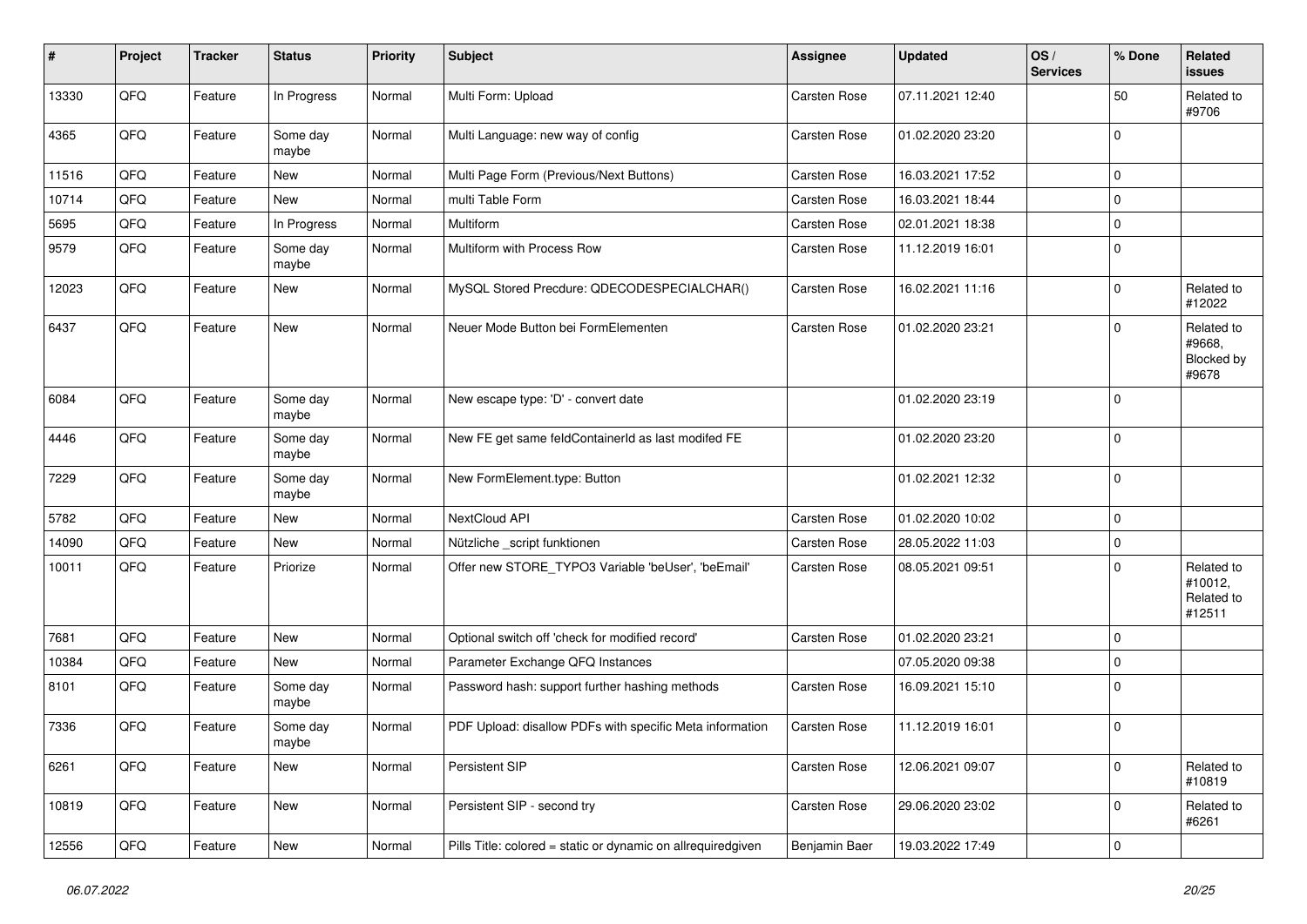| # | Project | Tracker | Status | Priority | Subject | Assignee | Updated | OS / Services | % Done | Related issues |
|---|---|---|---|---|---|---|---|---|---|---|
| 13330 | QFQ | Feature | In Progress | Normal | Multi Form: Upload | Carsten Rose | 07.11.2021 12:40 | | 50 | Related to #9706 |
| 4365 | QFQ | Feature | Some day maybe | Normal | Multi Language: new way of config | Carsten Rose | 01.02.2020 23:20 | | 0 | |
| 11516 | QFQ | Feature | New | Normal | Multi Page Form (Previous/Next Buttons) | Carsten Rose | 16.03.2021 17:52 | | 0 | |
| 10714 | QFQ | Feature | New | Normal | multi Table Form | Carsten Rose | 16.03.2021 18:44 | | 0 | |
| 5695 | QFQ | Feature | In Progress | Normal | Multiform | Carsten Rose | 02.01.2021 18:38 | | 0 | |
| 9579 | QFQ | Feature | Some day maybe | Normal | Multiform with Process Row | Carsten Rose | 11.12.2019 16:01 | | 0 | |
| 12023 | QFQ | Feature | New | Normal | MySQL Stored Precdure: QDECODESPECIALCHAR() | Carsten Rose | 16.02.2021 11:16 | | 0 | Related to #12022 |
| 6437 | QFQ | Feature | New | Normal | Neuer Mode Button bei FormElementen | Carsten Rose | 01.02.2020 23:21 | | 0 | Related to #9668, Blocked by #9678 |
| 6084 | QFQ | Feature | Some day maybe | Normal | New escape type: 'D' - convert date | | 01.02.2020 23:19 | | 0 | |
| 4446 | QFQ | Feature | Some day maybe | Normal | New FE get same feldContainerId as last modifed FE | | 01.02.2020 23:20 | | 0 | |
| 7229 | QFQ | Feature | Some day maybe | Normal | New FormElement.type: Button | | 01.02.2021 12:32 | | 0 | |
| 5782 | QFQ | Feature | New | Normal | NextCloud API | Carsten Rose | 01.02.2020 10:02 | | 0 | |
| 14090 | QFQ | Feature | New | Normal | Nützliche _script funktionen | Carsten Rose | 28.05.2022 11:03 | | 0 | |
| 10011 | QFQ | Feature | Priorize | Normal | Offer new STORE_TYPO3 Variable 'beUser', 'beEmail' | Carsten Rose | 08.05.2021 09:51 | | 0 | Related to #10012, Related to #12511 |
| 7681 | QFQ | Feature | New | Normal | Optional switch off 'check for modified record' | Carsten Rose | 01.02.2020 23:21 | | 0 | |
| 10384 | QFQ | Feature | New | Normal | Parameter Exchange QFQ Instances | | 07.05.2020 09:38 | | 0 | |
| 8101 | QFQ | Feature | Some day maybe | Normal | Password hash: support further hashing methods | Carsten Rose | 16.09.2021 15:10 | | 0 | |
| 7336 | QFQ | Feature | Some day maybe | Normal | PDF Upload: disallow PDFs with specific Meta information | Carsten Rose | 11.12.2019 16:01 | | 0 | |
| 6261 | QFQ | Feature | New | Normal | Persistent SIP | Carsten Rose | 12.06.2021 09:07 | | 0 | Related to #10819 |
| 10819 | QFQ | Feature | New | Normal | Persistent SIP - second try | Carsten Rose | 29.06.2020 23:02 | | 0 | Related to #6261 |
| 12556 | QFQ | Feature | New | Normal | Pills Title: colored = static or dynamic on allrequiredgiven | Benjamin Baer | 19.03.2022 17:49 | | 0 | |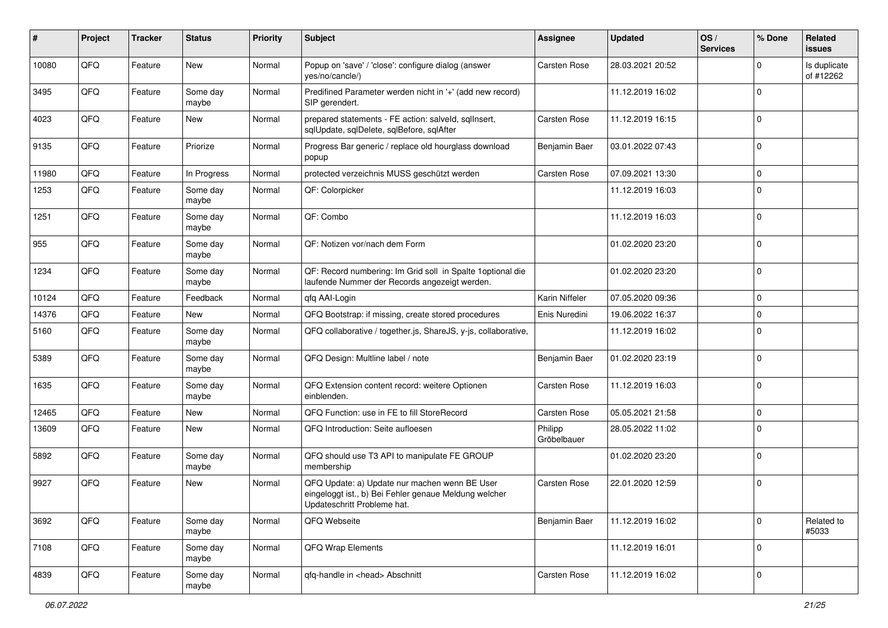| # | Project | Tracker | Status | Priority | Subject | Assignee | Updated | OS / Services | % Done | Related issues |
|---|---|---|---|---|---|---|---|---|---|---|
| 10080 | QFQ | Feature | New | Normal | Popup on 'save' / 'close': configure dialog (answer yes/no/cancle/) | Carsten Rose | 28.03.2021 20:52 | | 0 | Is duplicate of #12262 |
| 3495 | QFQ | Feature | Some day maybe | Normal | Predifined Parameter werden nicht in '+' (add new record) SIP gerendert. | | 11.12.2019 16:02 | | 0 | |
| 4023 | QFQ | Feature | New | Normal | prepared statements - FE action: salveld, sqlInsert, sqlUpdate, sqlDelete, sqlBefore, sqlAfter | Carsten Rose | 11.12.2019 16:15 | | 0 | |
| 9135 | QFQ | Feature | Priorize | Normal | Progress Bar generic / replace old hourglass download popup | Benjamin Baer | 03.01.2022 07:43 | | 0 | |
| 11980 | QFQ | Feature | In Progress | Normal | protected verzeichnis MUSS geschützt werden | Carsten Rose | 07.09.2021 13:30 | | 0 | |
| 1253 | QFQ | Feature | Some day maybe | Normal | QF: Colorpicker | | 11.12.2019 16:03 | | 0 | |
| 1251 | QFQ | Feature | Some day maybe | Normal | QF: Combo | | 11.12.2019 16:03 | | 0 | |
| 955 | QFQ | Feature | Some day maybe | Normal | QF: Notizen vor/nach dem Form | | 01.02.2020 23:20 | | 0 | |
| 1234 | QFQ | Feature | Some day maybe | Normal | QF: Record numbering: Im Grid soll in Spalte 1optional die laufende Nummer der Records angezeigt werden. | | 01.02.2020 23:20 | | 0 | |
| 10124 | QFQ | Feature | Feedback | Normal | qfq AAI-Login | Karin Niffeler | 07.05.2020 09:36 | | 0 | |
| 14376 | QFQ | Feature | New | Normal | QFQ Bootstrap: if missing, create stored procedures | Enis Nuredini | 19.06.2022 16:37 | | 0 | |
| 5160 | QFQ | Feature | Some day maybe | Normal | QFQ collaborative / together.js, ShareJS, y-js, collaborative, | | 11.12.2019 16:02 | | 0 | |
| 5389 | QFQ | Feature | Some day maybe | Normal | QFQ Design: Multline label / note | Benjamin Baer | 01.02.2020 23:19 | | 0 | |
| 1635 | QFQ | Feature | Some day maybe | Normal | QFQ Extension content record: weitere Optionen einblenden. | Carsten Rose | 11.12.2019 16:03 | | 0 | |
| 12465 | QFQ | Feature | New | Normal | QFQ Function: use in FE to fill StoreRecord | Carsten Rose | 05.05.2021 21:58 | | 0 | |
| 13609 | QFQ | Feature | New | Normal | QFQ Introduction: Seite aufloesen | Philipp Gröbelbauer | 28.05.2022 11:02 | | 0 | |
| 5892 | QFQ | Feature | Some day maybe | Normal | QFQ should use T3 API to manipulate FE GROUP membership | | 01.02.2020 23:20 | | 0 | |
| 9927 | QFQ | Feature | New | Normal | QFQ Update: a) Update nur machen wenn BE User eingeloggt ist., b) Bei Fehler genaue Meldung welcher Updateschritt Probleme hat. | Carsten Rose | 22.01.2020 12:59 | | 0 | |
| 3692 | QFQ | Feature | Some day maybe | Normal | QFQ Webseite | Benjamin Baer | 11.12.2019 16:02 | | 0 | Related to #5033 |
| 7108 | QFQ | Feature | Some day maybe | Normal | QFQ Wrap Elements | | 11.12.2019 16:01 | | 0 | |
| 4839 | QFQ | Feature | Some day maybe | Normal | qfq-handle in <head> Abschnitt | Carsten Rose | 11.12.2019 16:02 | | 0 | |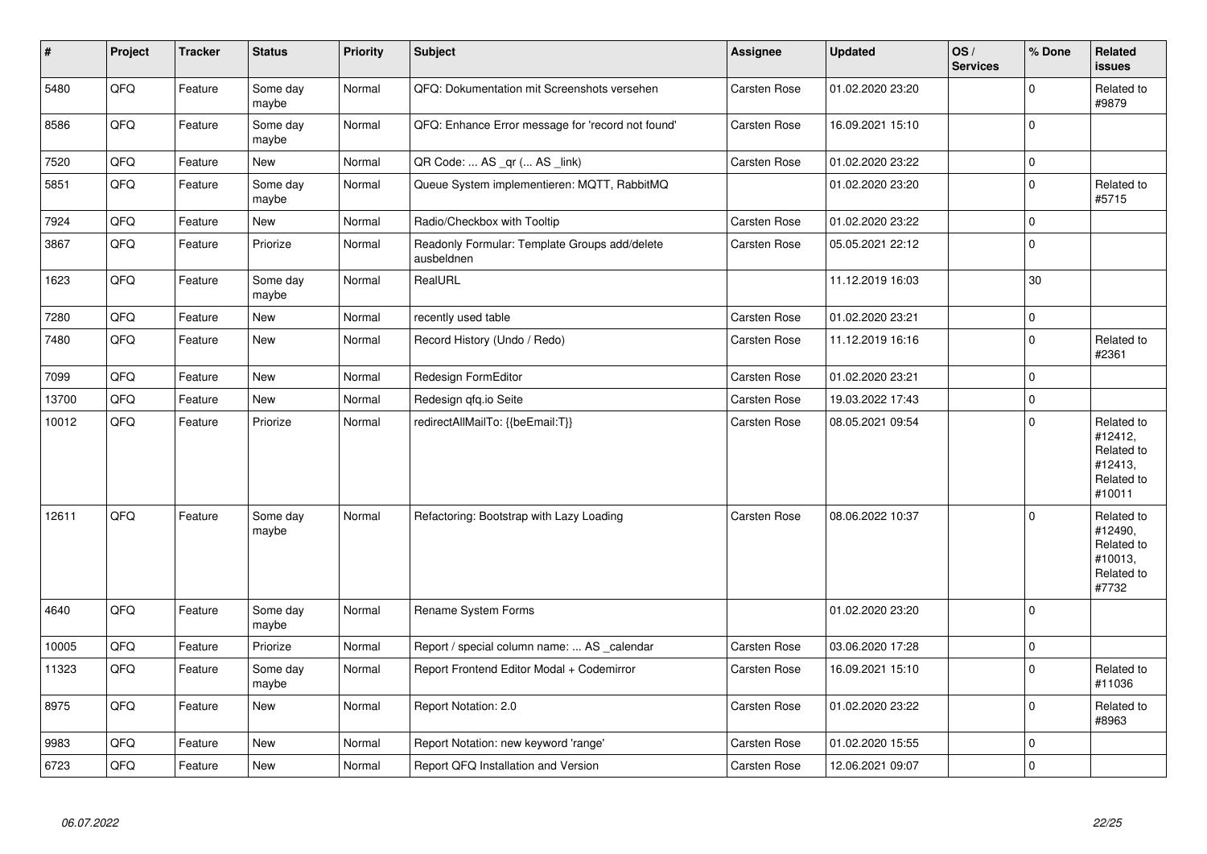| # | Project | Tracker | Status | Priority | Subject | Assignee | Updated | OS / Services | % Done | Related issues |
|---|---|---|---|---|---|---|---|---|---|---|
| 5480 | QFQ | Feature | Some day maybe | Normal | QFQ: Dokumentation mit Screenshots versehen | Carsten Rose | 01.02.2020 23:20 | | 0 | Related to #9879 |
| 8586 | QFQ | Feature | Some day maybe | Normal | QFQ: Enhance Error message for 'record not found' | Carsten Rose | 16.09.2021 15:10 | | 0 | |
| 7520 | QFQ | Feature | New | Normal | QR Code: ... AS _qr ( ... AS _link) | Carsten Rose | 01.02.2020 23:22 | | 0 | |
| 5851 | QFQ | Feature | Some day maybe | Normal | Queue System implementieren: MQTT, RabbitMQ | | 01.02.2020 23:20 | | 0 | Related to #5715 |
| 7924 | QFQ | Feature | New | Normal | Radio/Checkbox with Tooltip | Carsten Rose | 01.02.2020 23:22 | | 0 | |
| 3867 | QFQ | Feature | Priorize | Normal | Readonly Formular: Template Groups add/delete ausbeldnen | Carsten Rose | 05.05.2021 22:12 | | 0 | |
| 1623 | QFQ | Feature | Some day maybe | Normal | RealURL | | 11.12.2019 16:03 | | 30 | |
| 7280 | QFQ | Feature | New | Normal | recently used table | Carsten Rose | 01.02.2020 23:21 | | 0 | |
| 7480 | QFQ | Feature | New | Normal | Record History (Undo / Redo) | Carsten Rose | 11.12.2019 16:16 | | 0 | Related to #2361 |
| 7099 | QFQ | Feature | New | Normal | Redesign FormEditor | Carsten Rose | 01.02.2020 23:21 | | 0 | |
| 13700 | QFQ | Feature | New | Normal | Redesign qfq.io Seite | Carsten Rose | 19.03.2022 17:43 | | 0 | |
| 10012 | QFQ | Feature | Priorize | Normal | redirectAllMailTo: {{beEmail:T}} | Carsten Rose | 08.05.2021 09:54 | | 0 | Related to #12412, Related to #12413, Related to #10011 |
| 12611 | QFQ | Feature | Some day maybe | Normal | Refactoring: Bootstrap with Lazy Loading | Carsten Rose | 08.06.2022 10:37 | | 0 | Related to #12490, Related to #10013, Related to #7732 |
| 4640 | QFQ | Feature | Some day maybe | Normal | Rename System Forms | | 01.02.2020 23:20 | | 0 | |
| 10005 | QFQ | Feature | Priorize | Normal | Report / special column name: ... AS _calendar | Carsten Rose | 03.06.2020 17:28 | | 0 | |
| 11323 | QFQ | Feature | Some day maybe | Normal | Report Frontend Editor Modal + Codemirror | Carsten Rose | 16.09.2021 15:10 | | 0 | Related to #11036 |
| 8975 | QFQ | Feature | New | Normal | Report Notation: 2.0 | Carsten Rose | 01.02.2020 23:22 | | 0 | Related to #8963 |
| 9983 | QFQ | Feature | New | Normal | Report Notation: new keyword 'range' | Carsten Rose | 01.02.2020 15:55 | | 0 | |
| 6723 | QFQ | Feature | New | Normal | Report QFQ Installation and Version | Carsten Rose | 12.06.2021 09:07 | | 0 | |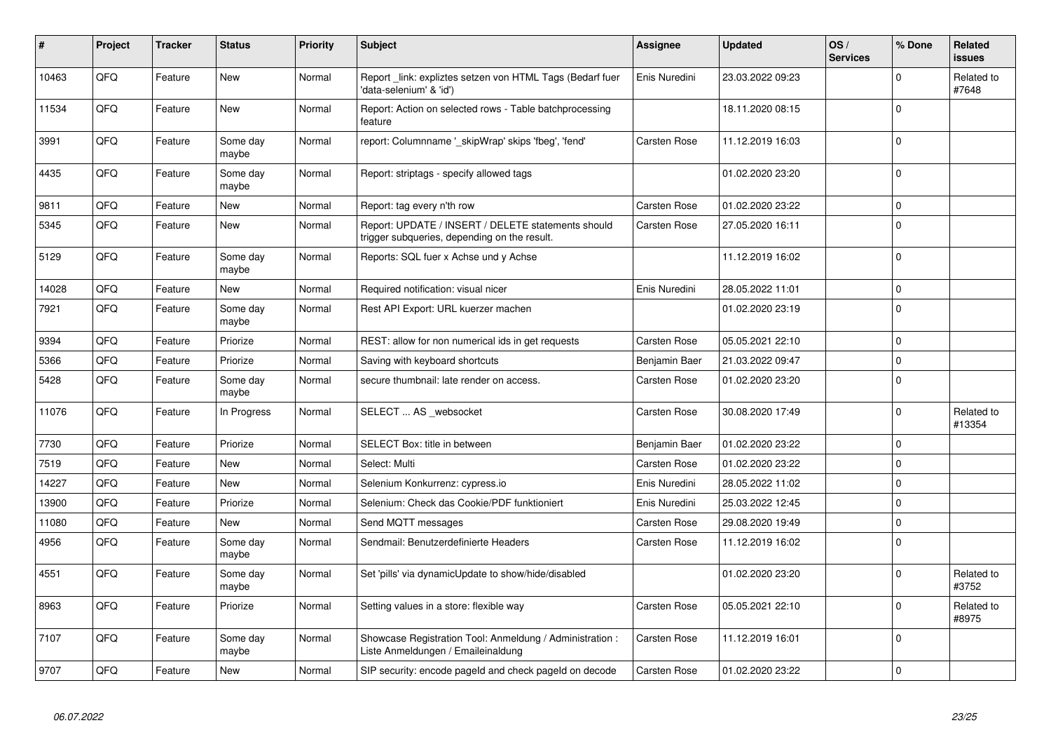| # | Project | Tracker | Status | Priority | Subject | Assignee | Updated | OS / Services | % Done | Related issues |
|---|---|---|---|---|---|---|---|---|---|---|
| 10463 | QFQ | Feature | New | Normal | Report _link: expliztes setzen von HTML Tags (Bedarf fuer 'data-selenium' & 'id') | Enis Nuredini | 23.03.2022 09:23 | | 0 | Related to #7648 |
| 11534 | QFQ | Feature | New | Normal | Report: Action on selected rows - Table batchprocessing feature | | 18.11.2020 08:15 | | 0 | |
| 3991 | QFQ | Feature | Some day maybe | Normal | report: Columnname '_skipWrap' skips 'fbeg', 'fend' | Carsten Rose | 11.12.2019 16:03 | | 0 | |
| 4435 | QFQ | Feature | Some day maybe | Normal | Report: striptags - specify allowed tags | | 01.02.2020 23:20 | | 0 | |
| 9811 | QFQ | Feature | New | Normal | Report: tag every n'th row | Carsten Rose | 01.02.2020 23:22 | | 0 | |
| 5345 | QFQ | Feature | New | Normal | Report: UPDATE / INSERT / DELETE statements should trigger subqueries, depending on the result. | Carsten Rose | 27.05.2020 16:11 | | 0 | |
| 5129 | QFQ | Feature | Some day maybe | Normal | Reports: SQL fuer x Achse und y Achse | | 11.12.2019 16:02 | | 0 | |
| 14028 | QFQ | Feature | New | Normal | Required notification: visual nicer | Enis Nuredini | 28.05.2022 11:01 | | 0 | |
| 7921 | QFQ | Feature | Some day maybe | Normal | Rest API Export: URL kuerzer machen | | 01.02.2020 23:19 | | 0 | |
| 9394 | QFQ | Feature | Priorize | Normal | REST: allow for non numerical ids in get requests | Carsten Rose | 05.05.2021 22:10 | | 0 | |
| 5366 | QFQ | Feature | Priorize | Normal | Saving with keyboard shortcuts | Benjamin Baer | 21.03.2022 09:47 | | 0 | |
| 5428 | QFQ | Feature | Some day maybe | Normal | secure thumbnail: late render on access. | Carsten Rose | 01.02.2020 23:20 | | 0 | |
| 11076 | QFQ | Feature | In Progress | Normal | SELECT ... AS _websocket | Carsten Rose | 30.08.2020 17:49 | | 0 | Related to #13354 |
| 7730 | QFQ | Feature | Priorize | Normal | SELECT Box: title in between | Benjamin Baer | 01.02.2020 23:22 | | 0 | |
| 7519 | QFQ | Feature | New | Normal | Select: Multi | Carsten Rose | 01.02.2020 23:22 | | 0 | |
| 14227 | QFQ | Feature | New | Normal | Selenium Konkurrenz: cypress.io | Enis Nuredini | 28.05.2022 11:02 | | 0 | |
| 13900 | QFQ | Feature | Priorize | Normal | Selenium: Check das Cookie/PDF funktioniert | Enis Nuredini | 25.03.2022 12:45 | | 0 | |
| 11080 | QFQ | Feature | New | Normal | Send MQTT messages | Carsten Rose | 29.08.2020 19:49 | | 0 | |
| 4956 | QFQ | Feature | Some day maybe | Normal | Sendmail: Benutzerdefinierte Headers | Carsten Rose | 11.12.2019 16:02 | | 0 | |
| 4551 | QFQ | Feature | Some day maybe | Normal | Set 'pills' via dynamicUpdate to show/hide/disabled | | 01.02.2020 23:20 | | 0 | Related to #3752 |
| 8963 | QFQ | Feature | Priorize | Normal | Setting values in a store: flexible way | Carsten Rose | 05.05.2021 22:10 | | 0 | Related to #8975 |
| 7107 | QFQ | Feature | Some day maybe | Normal | Showcase Registration Tool: Anmeldung / Administration : Liste Anmeldungen / Emaileinaldung | Carsten Rose | 11.12.2019 16:01 | | 0 | |
| 9707 | QFQ | Feature | New | Normal | SIP security: encode pageId and check pageId on decode | Carsten Rose | 01.02.2020 23:22 | | 0 | |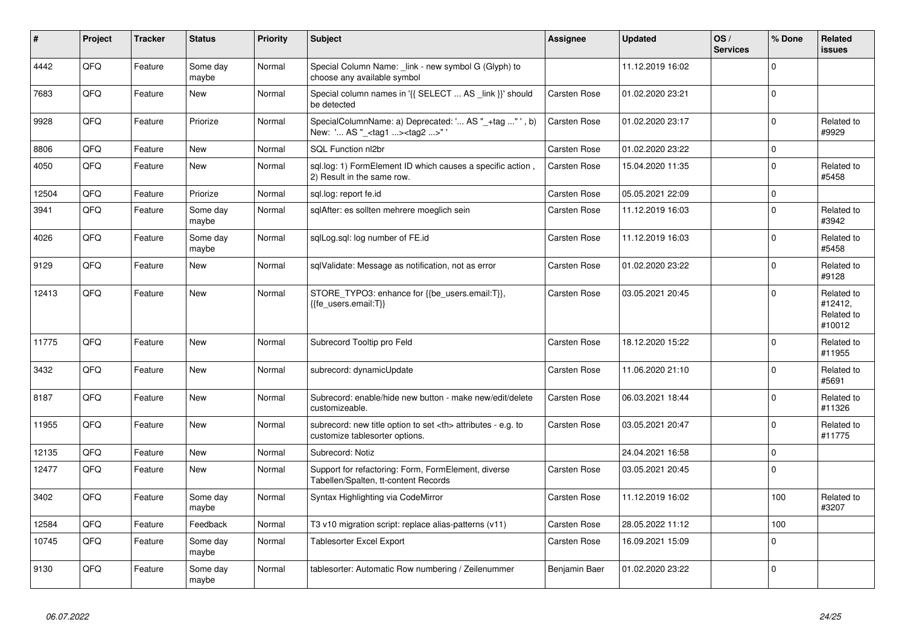| # | Project | Tracker | Status | Priority | Subject | Assignee | Updated | OS / Services | % Done | Related issues |
|---|---|---|---|---|---|---|---|---|---|---|
| 4442 | QFQ | Feature | Some day maybe | Normal | Special Column Name: _link - new symbol G (Glyph) to choose any available symbol | | 11.12.2019 16:02 | | 0 | |
| 7683 | QFQ | Feature | New | Normal | Special column names in '{{ SELECT ... AS _link }}' should be detected | Carsten Rose | 01.02.2020 23:21 | | 0 | |
| 9928 | QFQ | Feature | Priorize | Normal | SpecialColumnName: a) Deprecated: '... AS "_+tag ..." ', b) New: '... AS "_<tag1 ...><tag2 ...>" ' | Carsten Rose | 01.02.2020 23:17 | | 0 | Related to #9929 |
| 8806 | QFQ | Feature | New | Normal | SQL Function nl2br | Carsten Rose | 01.02.2020 23:22 | | 0 | |
| 4050 | QFQ | Feature | New | Normal | sql.log: 1) FormElement ID which causes a specific action , 2) Result in the same row. | Carsten Rose | 15.04.2020 11:35 | | 0 | Related to #5458 |
| 12504 | QFQ | Feature | Priorize | Normal | sql.log: report fe.id | Carsten Rose | 05.05.2021 22:09 | | 0 | |
| 3941 | QFQ | Feature | Some day maybe | Normal | sqlAfter: es sollten mehrere moeglich sein | Carsten Rose | 11.12.2019 16:03 | | 0 | Related to #3942 |
| 4026 | QFQ | Feature | Some day maybe | Normal | sqlLog.sql: log number of FE.id | Carsten Rose | 11.12.2019 16:03 | | 0 | Related to #5458 |
| 9129 | QFQ | Feature | New | Normal | sqlValidate: Message as notification, not as error | Carsten Rose | 01.02.2020 23:22 | | 0 | Related to #9128 |
| 12413 | QFQ | Feature | New | Normal | STORE_TYPO3: enhance for {{be_users.email:T}}, {{fe_users.email:T}} | Carsten Rose | 03.05.2021 20:45 | | 0 | Related to #12412, Related to #10012 |
| 11775 | QFQ | Feature | New | Normal | Subrecord Tooltip pro Feld | Carsten Rose | 18.12.2020 15:22 | | 0 | Related to #11955 |
| 3432 | QFQ | Feature | New | Normal | subrecord: dynamicUpdate | Carsten Rose | 11.06.2020 21:10 | | 0 | Related to #5691 |
| 8187 | QFQ | Feature | New | Normal | Subrecord: enable/hide new button - make new/edit/delete customizeable. | Carsten Rose | 06.03.2021 18:44 | | 0 | Related to #11326 |
| 11955 | QFQ | Feature | New | Normal | subrecord: new title option to set <th> attributes - e.g. to customize tablesorter options. | Carsten Rose | 03.05.2021 20:47 | | 0 | Related to #11775 |
| 12135 | QFQ | Feature | New | Normal | Subrecord: Notiz | | 24.04.2021 16:58 | | 0 | |
| 12477 | QFQ | Feature | New | Normal | Support for refactoring: Form, FormElement, diverse Tabellen/Spalten, tt-content Records | Carsten Rose | 03.05.2021 20:45 | | 0 | |
| 3402 | QFQ | Feature | Some day maybe | Normal | Syntax Highlighting via CodeMirror | Carsten Rose | 11.12.2019 16:02 | | 100 | Related to #3207 |
| 12584 | QFQ | Feature | Feedback | Normal | T3 v10 migration script: replace alias-patterns (v11) | Carsten Rose | 28.05.2022 11:12 | | 100 | |
| 10745 | QFQ | Feature | Some day maybe | Normal | Tablesorter Excel Export | Carsten Rose | 16.09.2021 15:09 | | 0 | |
| 9130 | QFQ | Feature | Some day maybe | Normal | tablesorter: Automatic Row numbering / Zeilenummer | Benjamin Baer | 01.02.2020 23:22 | | 0 | |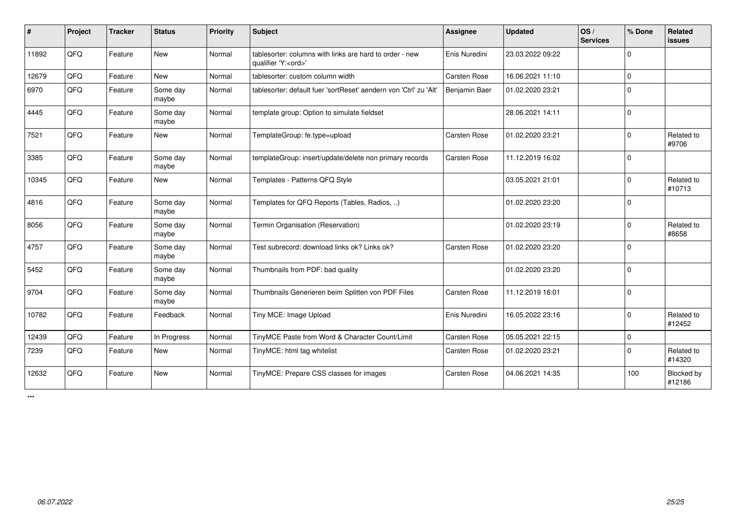| # | Project | Tracker | Status | Priority | Subject | Assignee | Updated | OS / Services | % Done | Related issues |
|---|---|---|---|---|---|---|---|---|---|---|
| 11892 | QFQ | Feature | New | Normal | tablesorter: columns with links are hard to order - new qualifier 'Y:<ord>' | Enis Nuredini | 23.03.2022 09:22 | | 0 | |
| 12679 | QFQ | Feature | New | Normal | tablesorter: custom column width | Carsten Rose | 16.06.2021 11:10 | | 0 | |
| 6970 | QFQ | Feature | Some day maybe | Normal | tablesorter: default fuer 'sortReset' aendern von 'Ctrl' zu 'Alt' | Benjamin Baer | 01.02.2020 23:21 | | 0 | |
| 4445 | QFQ | Feature | Some day maybe | Normal | template group: Option to simulate fieldset | | 28.06.2021 14:11 | | 0 | |
| 7521 | QFQ | Feature | New | Normal | TemplateGroup: fe.type=upload | Carsten Rose | 01.02.2020 23:21 | | 0 | Related to #9706 |
| 3385 | QFQ | Feature | Some day maybe | Normal | templateGroup: insert/update/delete non primary records | Carsten Rose | 11.12.2019 16:02 | | 0 | |
| 10345 | QFQ | Feature | New | Normal | Templates - Patterns QFQ Style | | 03.05.2021 21:01 | | 0 | Related to #10713 |
| 4816 | QFQ | Feature | Some day maybe | Normal | Templates for QFQ Reports (Tables, Radios, ..) | | 01.02.2020 23:20 | | 0 | |
| 8056 | QFQ | Feature | Some day maybe | Normal | Termin Organisation (Reservation) | | 01.02.2020 23:19 | | 0 | Related to #8658 |
| 4757 | QFQ | Feature | Some day maybe | Normal | Test subrecord: download links ok? Links ok? | Carsten Rose | 01.02.2020 23:20 | | 0 | |
| 5452 | QFQ | Feature | Some day maybe | Normal | Thumbnails from PDF: bad quality | | 01.02.2020 23:20 | | 0 | |
| 9704 | QFQ | Feature | Some day maybe | Normal | Thumbnails Generieren beim Splitten von PDF Files | Carsten Rose | 11.12.2019 16:01 | | 0 | |
| 10782 | QFQ | Feature | Feedback | Normal | Tiny MCE: Image Upload | Enis Nuredini | 16.05.2022 23:16 | | 0 | Related to #12452 |
| 12439 | QFQ | Feature | In Progress | Normal | TinyMCE Paste from Word & Character Count/Limit | Carsten Rose | 05.05.2021 22:15 | | 0 | |
| 7239 | QFQ | Feature | New | Normal | TinyMCE: html tag whitelist | Carsten Rose | 01.02.2020 23:21 | | 0 | Related to #14320 |
| 12632 | QFQ | Feature | New | Normal | TinyMCE: Prepare CSS classes for images | Carsten Rose | 04.06.2021 14:35 | | 100 | Blocked by #12186 |

...